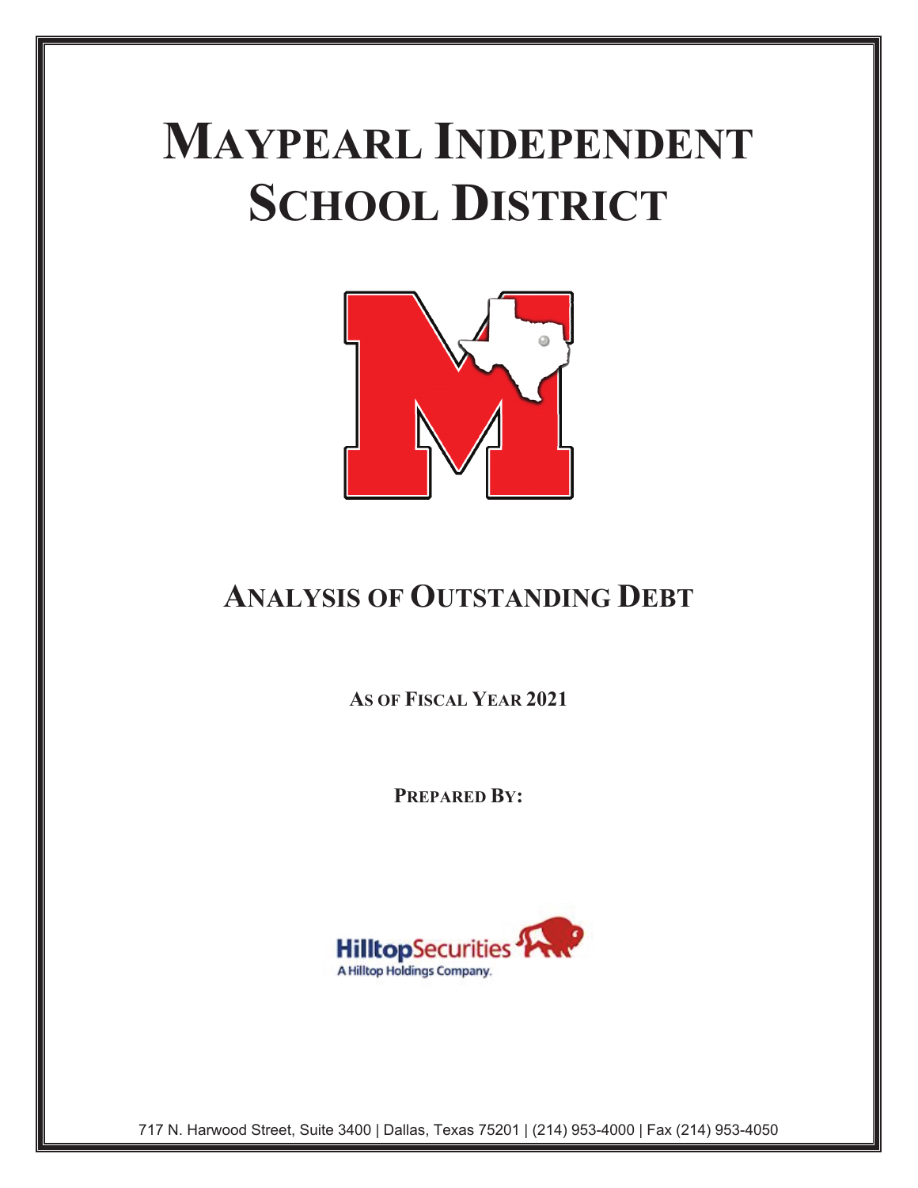# MAYPEARL INDEPENDENT SCHOOL DISTRICT

## ANALYSIS OF OUTSTANDING DEBT

**AS OF FISCAL YEAR 2021**

**PREPARED BY:**

HilltopSecurities
A Hilltop Holdings Company.

717 N. Harwood Street, Suite 3400 | Dallas, Texas 75201 | (214) 953-4000 | Fax (214) 953-4050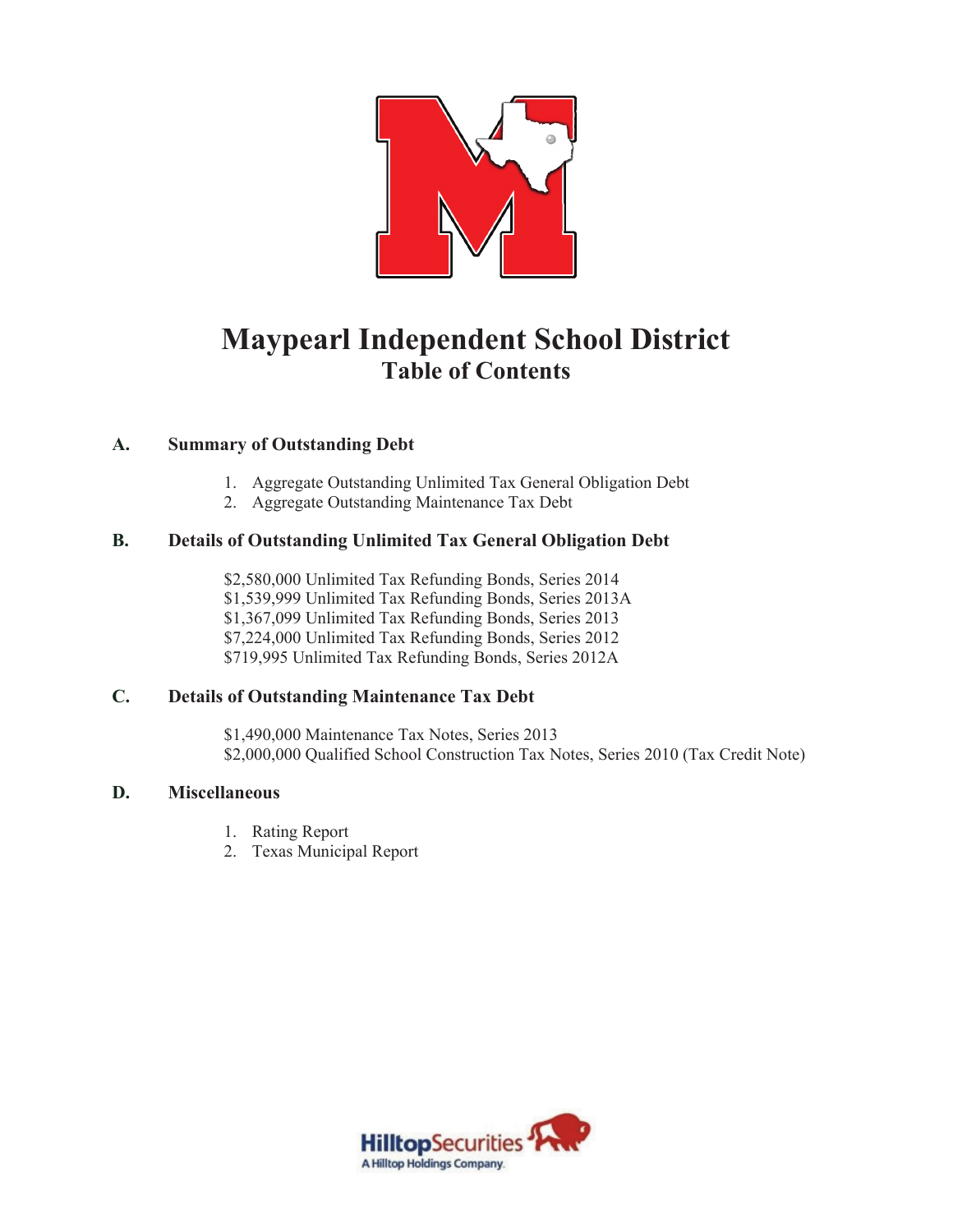# Maypearl Independent School District

## Table of Contents

**A. Summary of Outstanding Debt**

1. Aggregate Outstanding Unlimited Tax General Obligation Debt
2. Aggregate Outstanding Maintenance Tax Debt

**B. Details of Outstanding Unlimited Tax General Obligation Debt**

$2,580,000 Unlimited Tax Refunding Bonds, Series 2014
$1,539,999 Unlimited Tax Refunding Bonds, Series 2013A
$1,367,099 Unlimited Tax Refunding Bonds, Series 2013
$7,224,000 Unlimited Tax Refunding Bonds, Series 2012
$719,995 Unlimited Tax Refunding Bonds, Series 2012A

**C. Details of Outstanding Maintenance Tax Debt**

$1,490,000 Maintenance Tax Notes, Series 2013
$2,000,000 Qualified School Construction Tax Notes, Series 2010 (Tax Credit Note)

**D. Miscellaneous**

1. Rating Report
2. Texas Municipal Report

HilltopSecurities
A Hilltop Holdings Company.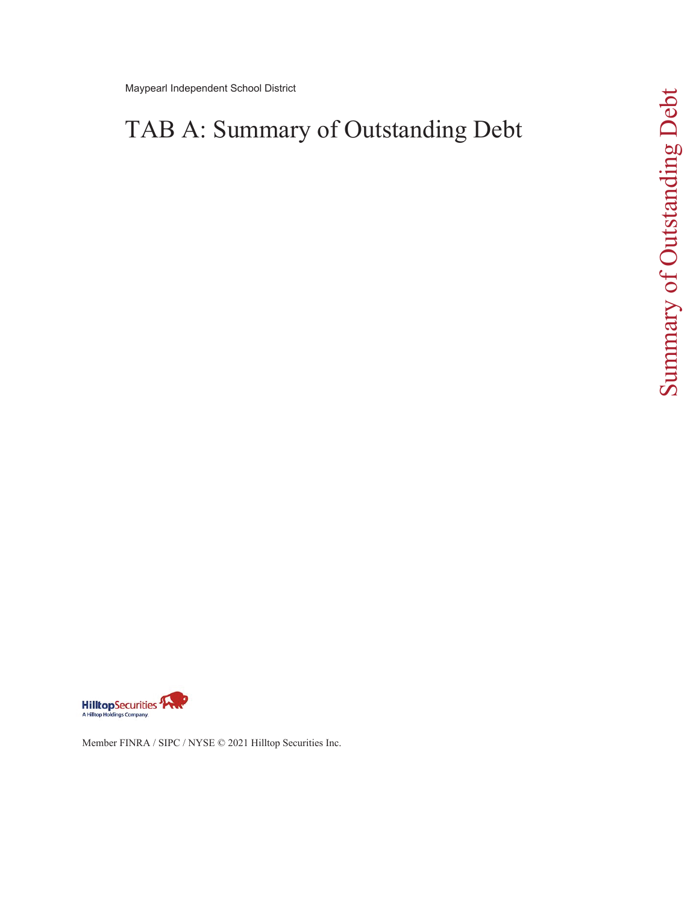Maypearl Independent School District

# TAB A: Summary of Outstanding Debt

Member FINRA / SIPC / NYSE © 2021 Hilltop Securities Inc.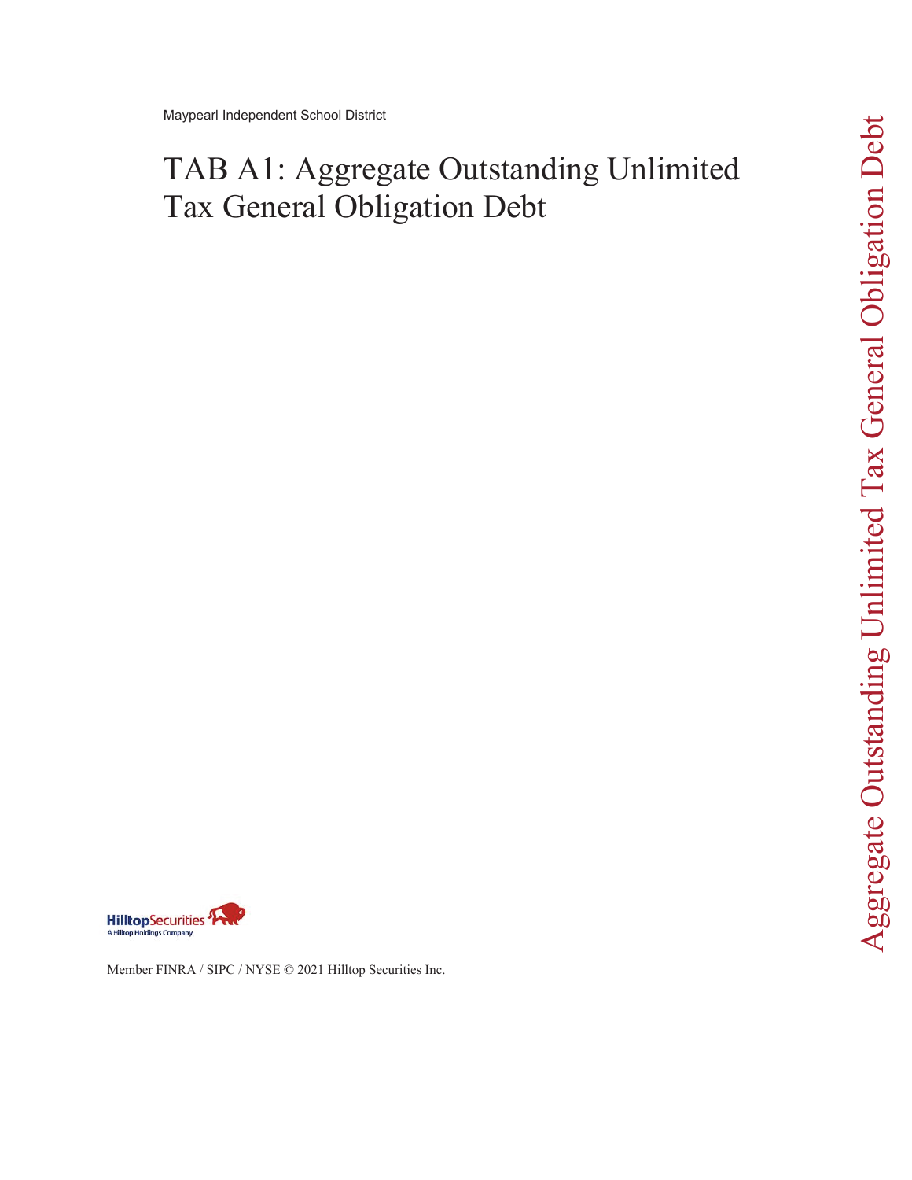Maypearl Independent School District

# TAB A1: Aggregate Outstanding Unlimited Tax General Obligation Debt

Member FINRA / SIPC / NYSE © 2021 Hilltop Securities Inc.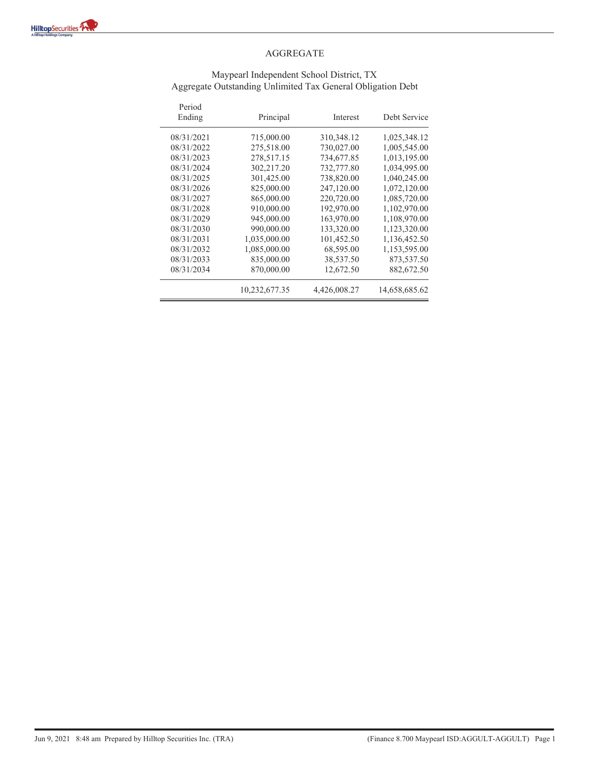# AGGREGATE

## Maypearl Independent School District, TX
## Aggregate Outstanding Unlimited Tax General Obligation Debt

| Period Ending | Principal | Interest | Debt Service |
|---|---|---|---|
| 08/31/2021 | 715,000.00 | 310,348.12 | 1,025,348.12 |
| 08/31/2022 | 275,518.00 | 730,027.00 | 1,005,545.00 |
| 08/31/2023 | 278,517.15 | 734,677.85 | 1,013,195.00 |
| 08/31/2024 | 302,217.20 | 732,777.80 | 1,034,995.00 |
| 08/31/2025 | 301,425.00 | 738,820.00 | 1,040,245.00 |
| 08/31/2026 | 825,000.00 | 247,120.00 | 1,072,120.00 |
| 08/31/2027 | 865,000.00 | 220,720.00 | 1,085,720.00 |
| 08/31/2028 | 910,000.00 | 192,970.00 | 1,102,970.00 |
| 08/31/2029 | 945,000.00 | 163,970.00 | 1,108,970.00 |
| 08/31/2030 | 990,000.00 | 133,320.00 | 1,123,320.00 |
| 08/31/2031 | 1,035,000.00 | 101,452.50 | 1,136,452.50 |
| 08/31/2032 | 1,085,000.00 | 68,595.00 | 1,153,595.00 |
| 08/31/2033 | 835,000.00 | 38,537.50 | 873,537.50 |
| 08/31/2034 | 870,000.00 | 12,672.50 | 882,672.50 |
| | 10,232,677.35 | 4,426,008.27 | 14,658,685.62 |

Jun 9, 2021 8:48 am Prepared by Hilltop Securities Inc. (TRA) (Finance 8.700 Maypearl ISD:AGGULT-AGGULT)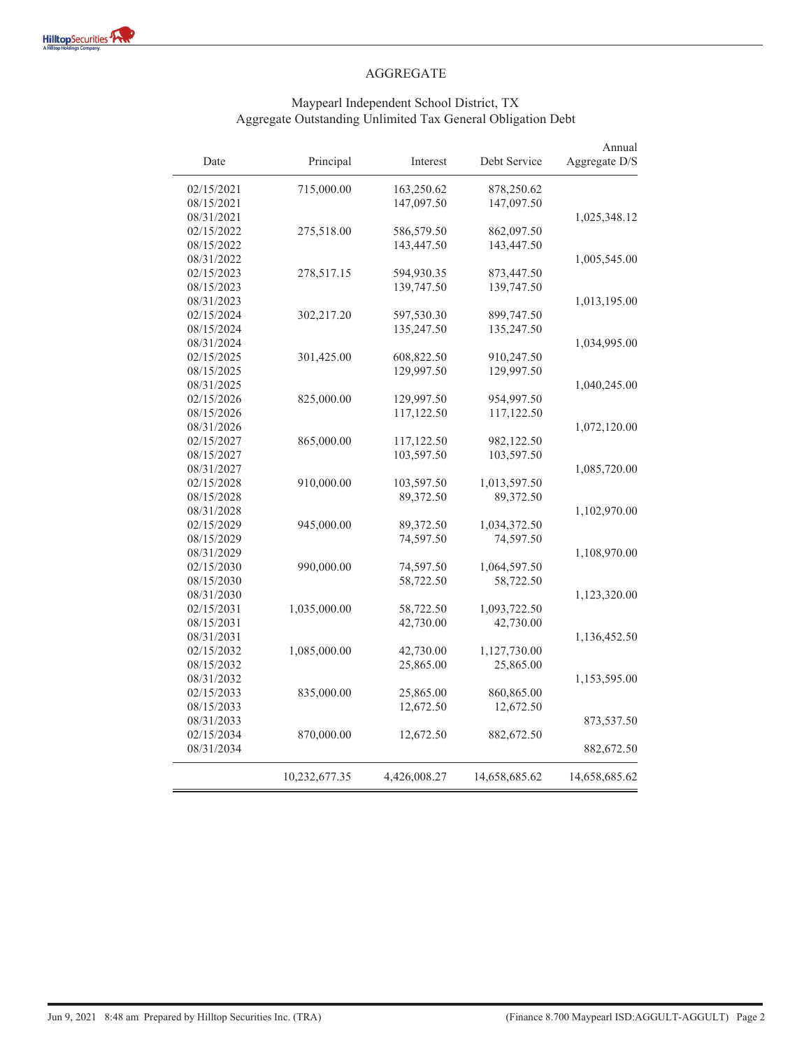# AGGREGATE

## Maypearl Independent School District, TX
## Aggregate Outstanding Unlimited Tax General Obligation Debt

| Date | Principal | Interest | Debt Service | Annual Aggregate D/S |
|---|---|---|---|---|
| 02/15/2021 | 715,000.00 | 163,250.62 | 878,250.62 | |
| 08/15/2021 | | 147,097.50 | 147,097.50 | |
| 08/31/2021 | | | | 1,025,348.12 |
| 02/15/2022 | 275,518.00 | 586,579.50 | 862,097.50 | |
| 08/15/2022 | | 143,447.50 | 143,447.50 | |
| 08/31/2022 | | | | 1,005,545.00 |
| 02/15/2023 | 278,517.15 | 594,930.35 | 873,447.50 | |
| 08/15/2023 | | 139,747.50 | 139,747.50 | |
| 08/31/2023 | | | | 1,013,195.00 |
| 02/15/2024 | 302,217.20 | 597,530.30 | 899,747.50 | |
| 08/15/2024 | | 135,247.50 | 135,247.50 | |
| 08/31/2024 | | | | 1,034,995.00 |
| 02/15/2025 | 301,425.00 | 608,822.50 | 910,247.50 | |
| 08/15/2025 | | 129,997.50 | 129,997.50 | |
| 08/31/2025 | | | | 1,040,245.00 |
| 02/15/2026 | 825,000.00 | 129,997.50 | 954,997.50 | |
| 08/15/2026 | | 117,122.50 | 117,122.50 | |
| 08/31/2026 | | | | 1,072,120.00 |
| 02/15/2027 | 865,000.00 | 117,122.50 | 982,122.50 | |
| 08/15/2027 | | 103,597.50 | 103,597.50 | |
| 08/31/2027 | | | | 1,085,720.00 |
| 02/15/2028 | 910,000.00 | 103,597.50 | 1,013,597.50 | |
| 08/15/2028 | | 89,372.50 | 89,372.50 | |
| 08/31/2028 | | | | 1,102,970.00 |
| 02/15/2029 | 945,000.00 | 89,372.50 | 1,034,372.50 | |
| 08/15/2029 | | 74,597.50 | 74,597.50 | |
| 08/31/2029 | | | | 1,108,970.00 |
| 02/15/2030 | 990,000.00 | 74,597.50 | 1,064,597.50 | |
| 08/15/2030 | | 58,722.50 | 58,722.50 | |
| 08/31/2030 | | | | 1,123,320.00 |
| 02/15/2031 | 1,035,000.00 | 58,722.50 | 1,093,722.50 | |
| 08/15/2031 | | 42,730.00 | 42,730.00 | |
| 08/31/2031 | | | | 1,136,452.50 |
| 02/15/2032 | 1,085,000.00 | 42,730.00 | 1,127,730.00 | |
| 08/15/2032 | | 25,865.00 | 25,865.00 | |
| 08/31/2032 | | | | 1,153,595.00 |
| 02/15/2033 | 835,000.00 | 25,865.00 | 860,865.00 | |
| 08/15/2033 | | 12,672.50 | 12,672.50 | |
| 08/31/2033 | | | | 873,537.50 |
| 02/15/2034 | 870,000.00 | 12,672.50 | 882,672.50 | |
| 08/31/2034 | | | | 882,672.50 |
| | 10,232,677.35 | 4,426,008.27 | 14,658,685.62 | 14,658,685.62 |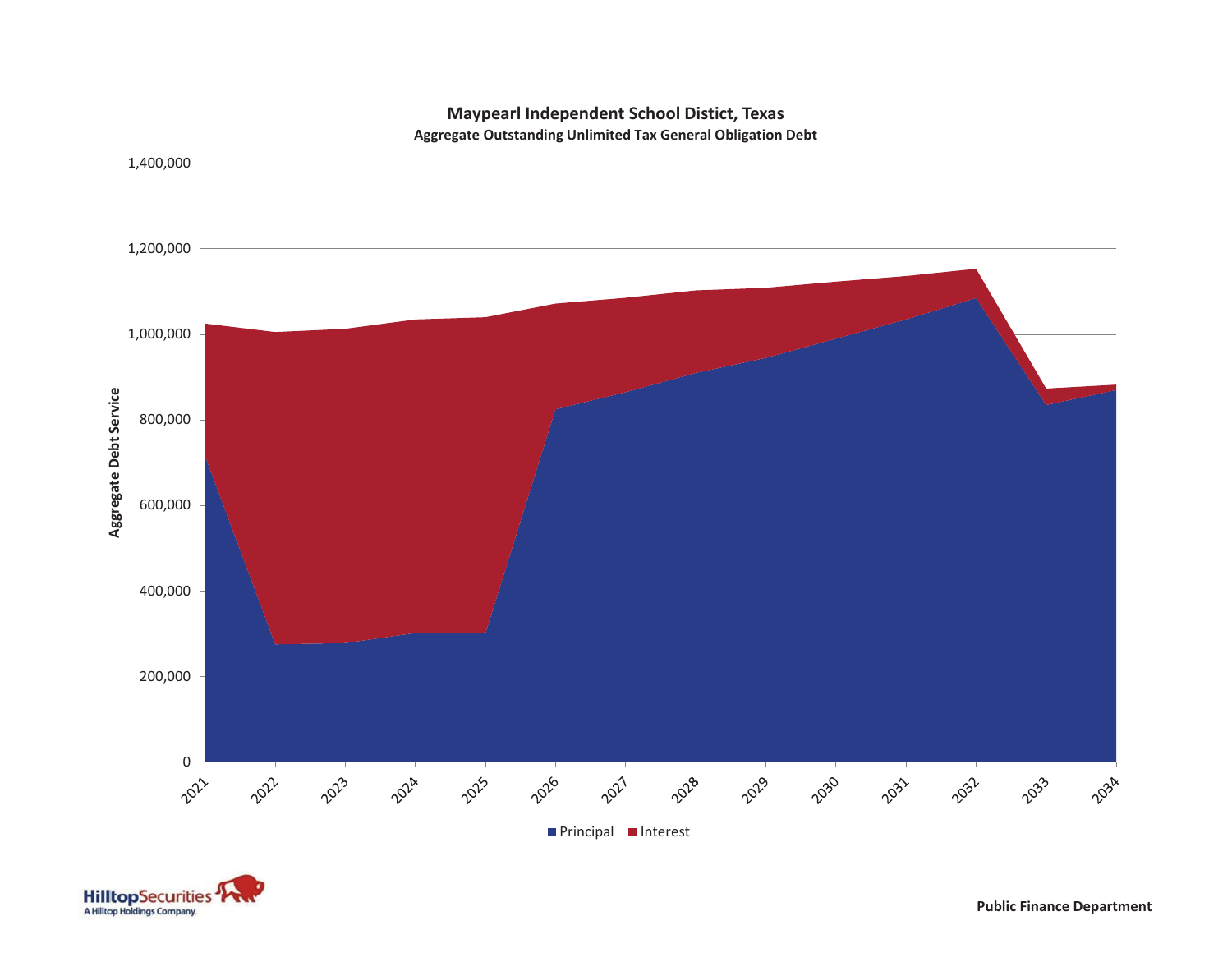## Maypearl Independent School Distict, Texas

### Aggregate Outstanding Unlimited Tax General Obligation Debt

Aggregate Debt Service

1,400,000
1,200,000
1,000,000
800,000
600,000
400,000
200,000
0

2021 2022 2023 2024 2025 2026 2027 2028 2029 2030 2031 2032 2033 2034

Principal Interest

Public Finance Department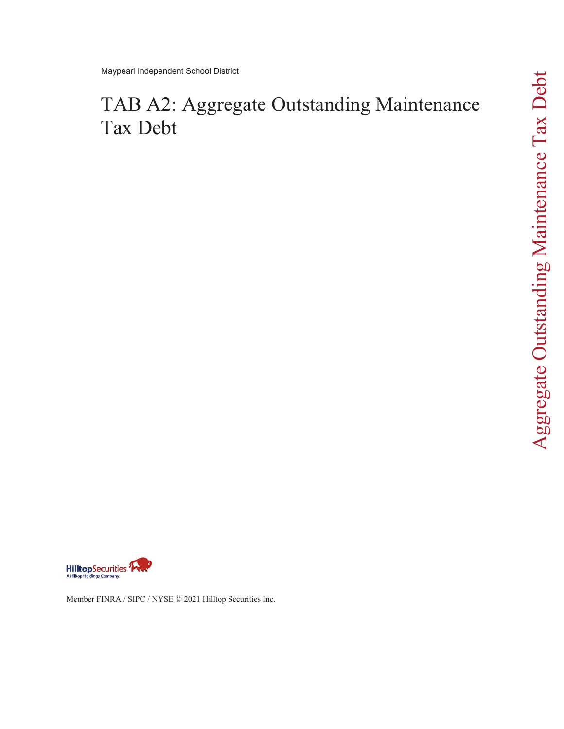Maypearl Independent School District

# TAB A2: Aggregate Outstanding Maintenance Tax Debt

Member FINRA / SIPC / NYSE © 2021 Hilltop Securities Inc.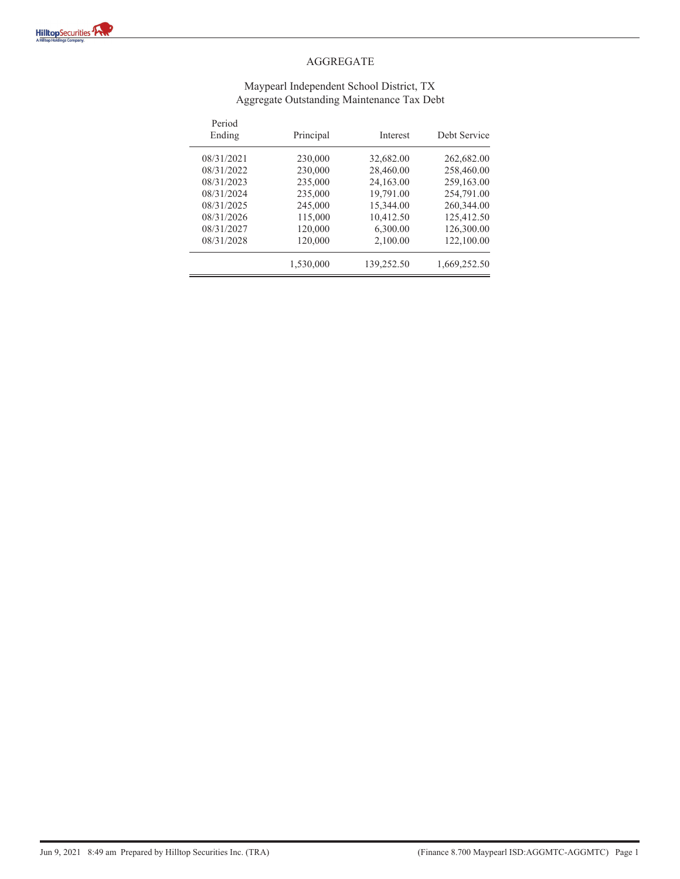# AGGREGATE

## Maypearl Independent School District, TX
## Aggregate Outstanding Maintenance Tax Debt

| Period Ending | Principal | Interest | Debt Service |
|---|---|---|---|
| 08/31/2021 | 230,000 | 32,682.00 | 262,682.00 |
| 08/31/2022 | 230,000 | 28,460.00 | 258,460.00 |
| 08/31/2023 | 235,000 | 24,163.00 | 259,163.00 |
| 08/31/2024 | 235,000 | 19,791.00 | 254,791.00 |
| 08/31/2025 | 245,000 | 15,344.00 | 260,344.00 |
| 08/31/2026 | 115,000 | 10,412.50 | 125,412.50 |
| 08/31/2027 | 120,000 | 6,300.00 | 126,300.00 |
| 08/31/2028 | 120,000 | 2,100.00 | 122,100.00 |
| | 1,530,000 | 139,252.50 | 1,669,252.50 |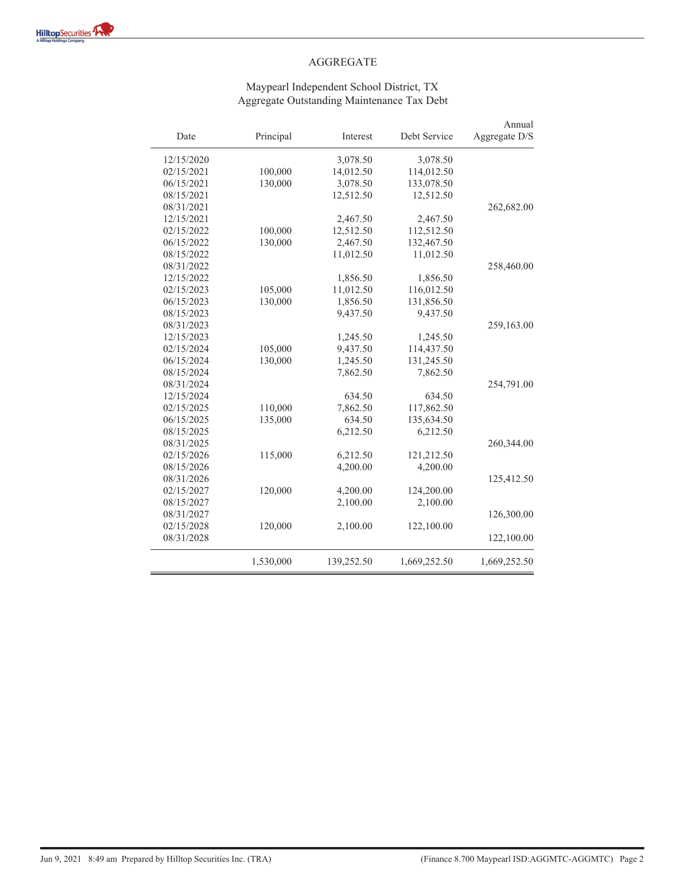AGGREGATE

Maypearl Independent School District, TX
Aggregate Outstanding Maintenance Tax Debt

| Date | Principal | Interest | Debt Service | Annual Aggregate D/S |
|---|---|---|---|---|
| 12/15/2020 | | 3,078.50 | 3,078.50 | |
| 02/15/2021 | 100,000 | 14,012.50 | 114,012.50 | |
| 06/15/2021 | 130,000 | 3,078.50 | 133,078.50 | |
| 08/15/2021 | | 12,512.50 | 12,512.50 | |
| 08/31/2021 | | | | 262,682.00 |
| 12/15/2021 | | 2,467.50 | 2,467.50 | |
| 02/15/2022 | 100,000 | 12,512.50 | 112,512.50 | |
| 06/15/2022 | 130,000 | 2,467.50 | 132,467.50 | |
| 08/15/2022 | | 11,012.50 | 11,012.50 | |
| 08/31/2022 | | | | 258,460.00 |
| 12/15/2022 | | 1,856.50 | 1,856.50 | |
| 02/15/2023 | 105,000 | 11,012.50 | 116,012.50 | |
| 06/15/2023 | 130,000 | 1,856.50 | 131,856.50 | |
| 08/15/2023 | | 9,437.50 | 9,437.50 | |
| 08/31/2023 | | | | 259,163.00 |
| 12/15/2023 | | 1,245.50 | 1,245.50 | |
| 02/15/2024 | 105,000 | 9,437.50 | 114,437.50 | |
| 06/15/2024 | 130,000 | 1,245.50 | 131,245.50 | |
| 08/15/2024 | | 7,862.50 | 7,862.50 | |
| 08/31/2024 | | | | 254,791.00 |
| 12/15/2024 | | 634.50 | 634.50 | |
| 02/15/2025 | 110,000 | 7,862.50 | 117,862.50 | |
| 06/15/2025 | 135,000 | 634.50 | 135,634.50 | |
| 08/15/2025 | | 6,212.50 | 6,212.50 | |
| 08/31/2025 | | | | 260,344.00 |
| 02/15/2026 | 115,000 | 6,212.50 | 121,212.50 | |
| 08/15/2026 | | 4,200.00 | 4,200.00 | |
| 08/31/2026 | | | | 125,412.50 |
| 02/15/2027 | 120,000 | 4,200.00 | 124,200.00 | |
| 08/15/2027 | | 2,100.00 | 2,100.00 | |
| 08/31/2027 | | | | 126,300.00 |
| 02/15/2028 | 120,000 | 2,100.00 | 122,100.00 | |
| 08/31/2028 | | | | 122,100.00 |
| | 1,530,000 | 139,252.50 | 1,669,252.50 | 1,669,252.50 |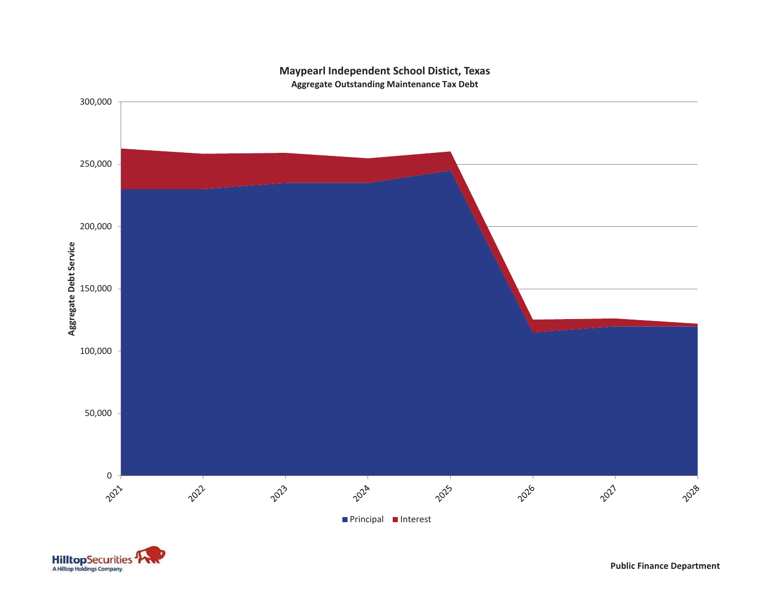## Maypearl Independent School Distict, Texas

### Aggregate Outstanding Maintenance Tax Debt

Aggregate Debt Service

300,000
250,000
200,000
150,000
100,000
50,000
0

2021 2022 2023 2024 2025 2026 2027 2028

Principal Interest

Public Finance Department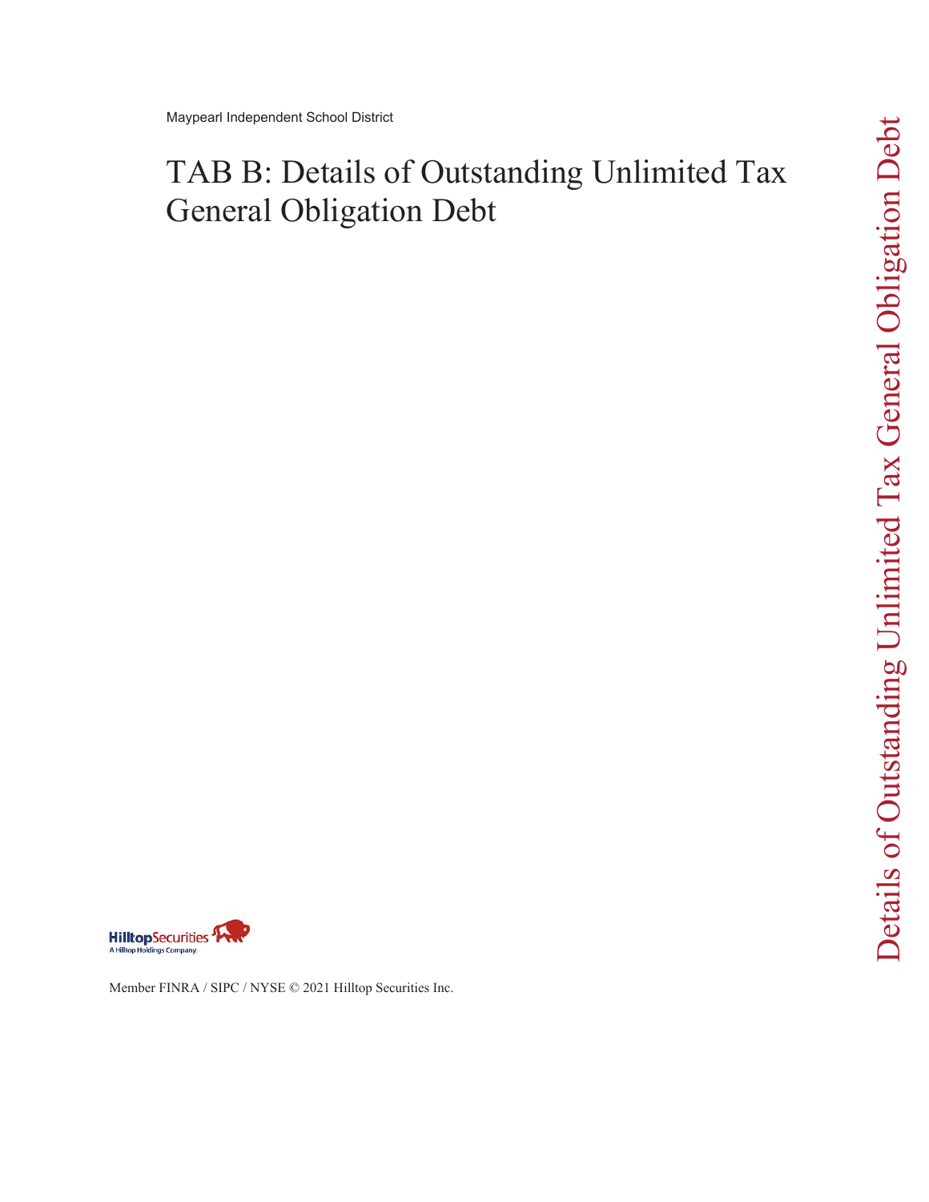Maypearl Independent School District

# TAB B: Details of Outstanding Unlimited Tax General Obligation Debt

Member FINRA / SIPC / NYSE © 2021 Hilltop Securities Inc.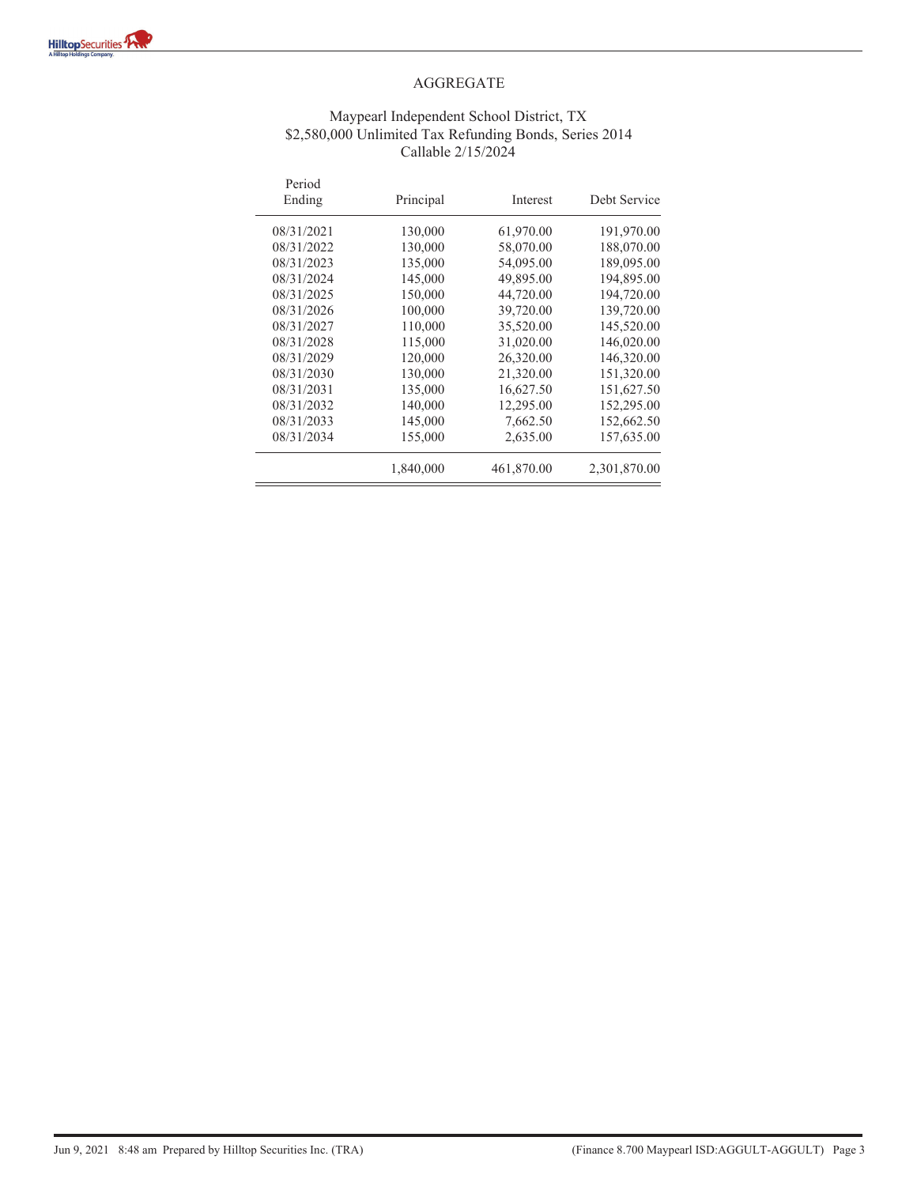# AGGREGATE

## Maypearl Independent School District, TX
## $2,580,000 Unlimited Tax Refunding Bonds, Series 2014
## Callable 2/15/2024

| Period Ending | Principal | Interest | Debt Service |
|---|---|---|---|
| 08/31/2021 | 130,000 | 61,970.00 | 191,970.00 |
| 08/31/2022 | 130,000 | 58,070.00 | 188,070.00 |
| 08/31/2023 | 135,000 | 54,095.00 | 189,095.00 |
| 08/31/2024 | 145,000 | 49,895.00 | 194,895.00 |
| 08/31/2025 | 150,000 | 44,720.00 | 194,720.00 |
| 08/31/2026 | 100,000 | 39,720.00 | 139,720.00 |
| 08/31/2027 | 110,000 | 35,520.00 | 145,520.00 |
| 08/31/2028 | 115,000 | 31,020.00 | 146,020.00 |
| 08/31/2029 | 120,000 | 26,320.00 | 146,320.00 |
| 08/31/2030 | 130,000 | 21,320.00 | 151,320.00 |
| 08/31/2031 | 135,000 | 16,627.50 | 151,627.50 |
| 08/31/2032 | 140,000 | 12,295.00 | 152,295.00 |
| 08/31/2033 | 145,000 | 7,662.50 | 152,662.50 |
| 08/31/2034 | 155,000 | 2,635.00 | 157,635.00 |
| | 1,840,000 | 461,870.00 | 2,301,870.00 |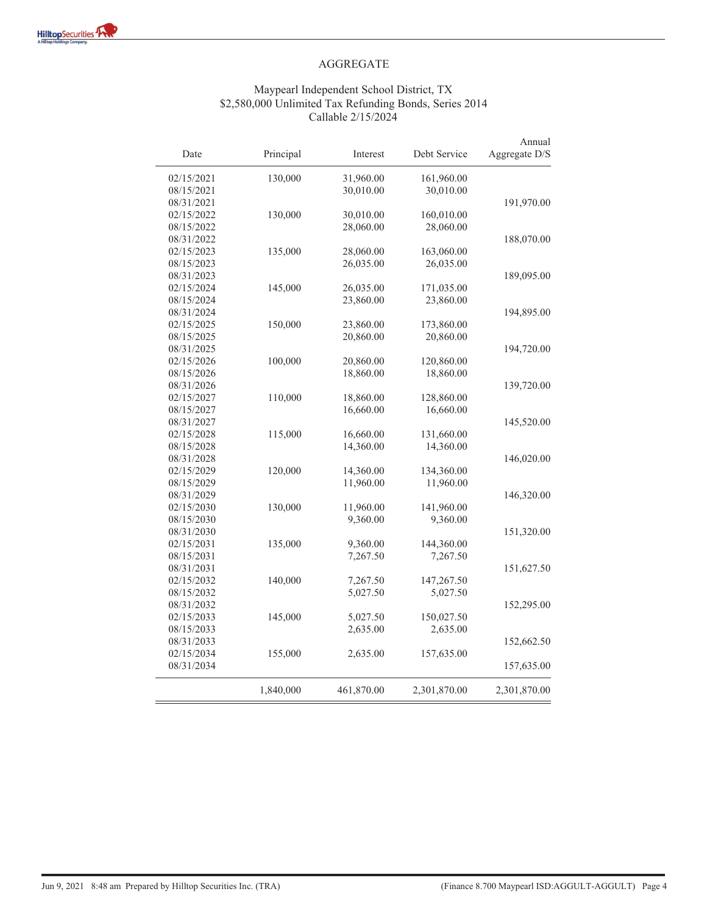## AGGREGATE

### Maypearl Independent School District, TX
### $2,580,000 Unlimited Tax Refunding Bonds, Series 2014
### Callable 2/15/2024

| Date | Principal | Interest | Debt Service | Annual Aggregate D/S |
|---|---|---|---|---|
| 02/15/2021 | 130,000 | 31,960.00 | 161,960.00 | |
| 08/15/2021 | | 30,010.00 | 30,010.00 | |
| 08/31/2021 | | | | 191,970.00 |
| 02/15/2022 | 130,000 | 30,010.00 | 160,010.00 | |
| 08/15/2022 | | 28,060.00 | 28,060.00 | |
| 08/31/2022 | | | | 188,070.00 |
| 02/15/2023 | 135,000 | 28,060.00 | 163,060.00 | |
| 08/15/2023 | | 26,035.00 | 26,035.00 | |
| 08/31/2023 | | | | 189,095.00 |
| 02/15/2024 | 145,000 | 26,035.00 | 171,035.00 | |
| 08/15/2024 | | 23,860.00 | 23,860.00 | |
| 08/31/2024 | | | | 194,895.00 |
| 02/15/2025 | 150,000 | 23,860.00 | 173,860.00 | |
| 08/15/2025 | | 20,860.00 | 20,860.00 | |
| 08/31/2025 | | | | 194,720.00 |
| 02/15/2026 | 100,000 | 20,860.00 | 120,860.00 | |
| 08/15/2026 | | 18,860.00 | 18,860.00 | |
| 08/31/2026 | | | | 139,720.00 |
| 02/15/2027 | 110,000 | 18,860.00 | 128,860.00 | |
| 08/15/2027 | | 16,660.00 | 16,660.00 | |
| 08/31/2027 | | | | 145,520.00 |
| 02/15/2028 | 115,000 | 16,660.00 | 131,660.00 | |
| 08/15/2028 | | 14,360.00 | 14,360.00 | |
| 08/31/2028 | | | | 146,020.00 |
| 02/15/2029 | 120,000 | 14,360.00 | 134,360.00 | |
| 08/15/2029 | | 11,960.00 | 11,960.00 | |
| 08/31/2029 | | | | 146,320.00 |
| 02/15/2030 | 130,000 | 11,960.00 | 141,960.00 | |
| 08/15/2030 | | 9,360.00 | 9,360.00 | |
| 08/31/2030 | | | | 151,320.00 |
| 02/15/2031 | 135,000 | 9,360.00 | 144,360.00 | |
| 08/15/2031 | | 7,267.50 | 7,267.50 | |
| 08/31/2031 | | | | 151,627.50 |
| 02/15/2032 | 140,000 | 7,267.50 | 147,267.50 | |
| 08/15/2032 | | 5,027.50 | 5,027.50 | |
| 08/31/2032 | | | | 152,295.00 |
| 02/15/2033 | 145,000 | 5,027.50 | 150,027.50 | |
| 08/15/2033 | | 2,635.00 | 2,635.00 | |
| 08/31/2033 | | | | 152,662.50 |
| 02/15/2034 | 155,000 | 2,635.00 | 157,635.00 | |
| 08/31/2034 | | | | 157,635.00 |
| | 1,840,000 | 461,870.00 | 2,301,870.00 | 2,301,870.00 |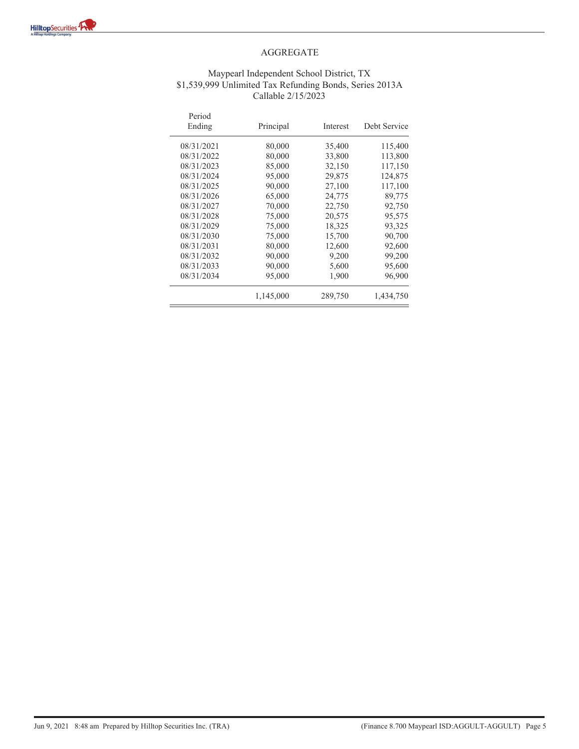# AGGREGATE

## Maypearl Independent School District, TX
## $1,539,999 Unlimited Tax Refunding Bonds, Series 2013A
## Callable 2/15/2023

| Period Ending | Principal | Interest | Debt Service |
|---|---|---|---|
| 08/31/2021 | 80,000 | 35,400 | 115,400 |
| 08/31/2022 | 80,000 | 33,800 | 113,800 |
| 08/31/2023 | 85,000 | 32,150 | 117,150 |
| 08/31/2024 | 95,000 | 29,875 | 124,875 |
| 08/31/2025 | 90,000 | 27,100 | 117,100 |
| 08/31/2026 | 65,000 | 24,775 | 89,775 |
| 08/31/2027 | 70,000 | 22,750 | 92,750 |
| 08/31/2028 | 75,000 | 20,575 | 95,575 |
| 08/31/2029 | 75,000 | 18,325 | 93,325 |
| 08/31/2030 | 75,000 | 15,700 | 90,700 |
| 08/31/2031 | 80,000 | 12,600 | 92,600 |
| 08/31/2032 | 90,000 | 9,200 | 99,200 |
| 08/31/2033 | 90,000 | 5,600 | 95,600 |
| 08/31/2034 | 95,000 | 1,900 | 96,900 |
| | 1,145,000 | 289,750 | 1,434,750 |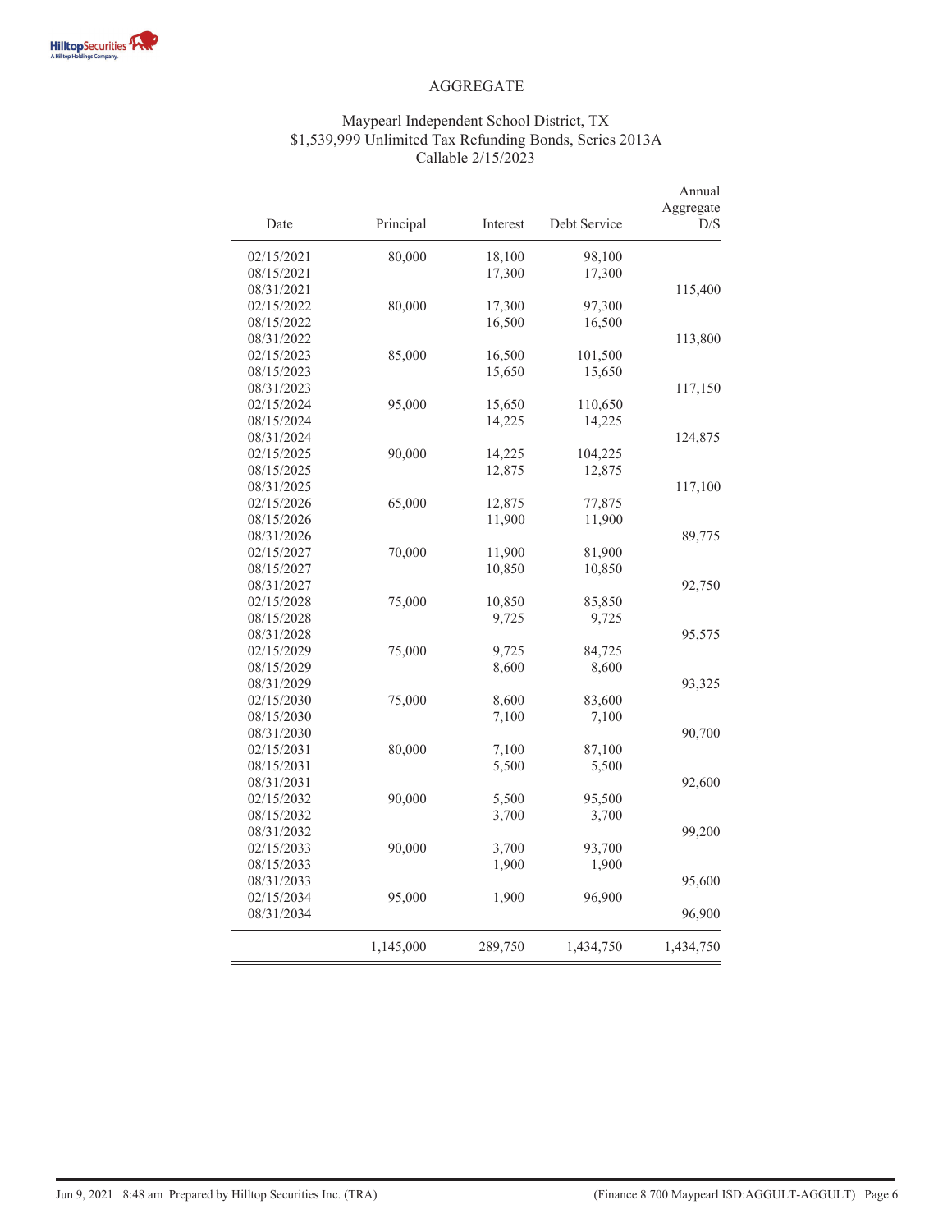AGGREGATE

Maypearl Independent School District, TX
$1,539,999 Unlimited Tax Refunding Bonds, Series 2013A
Callable 2/15/2023

| Date | Principal | Interest | Debt Service | Annual Aggregate D/S |
|---|---|---|---|---|
| 02/15/2021 | 80,000 | 18,100 | 98,100 | |
| 08/15/2021 | | 17,300 | 17,300 | |
| 08/31/2021 | | | | 115,400 |
| 02/15/2022 | 80,000 | 17,300 | 97,300 | |
| 08/15/2022 | | 16,500 | 16,500 | |
| 08/31/2022 | | | | 113,800 |
| 02/15/2023 | 85,000 | 16,500 | 101,500 | |
| 08/15/2023 | | 15,650 | 15,650 | |
| 08/31/2023 | | | | 117,150 |
| 02/15/2024 | 95,000 | 15,650 | 110,650 | |
| 08/15/2024 | | 14,225 | 14,225 | |
| 08/31/2024 | | | | 124,875 |
| 02/15/2025 | 90,000 | 14,225 | 104,225 | |
| 08/15/2025 | | 12,875 | 12,875 | |
| 08/31/2025 | | | | 117,100 |
| 02/15/2026 | 65,000 | 12,875 | 77,875 | |
| 08/15/2026 | | 11,900 | 11,900 | |
| 08/31/2026 | | | | 89,775 |
| 02/15/2027 | 70,000 | 11,900 | 81,900 | |
| 08/15/2027 | | 10,850 | 10,850 | |
| 08/31/2027 | | | | 92,750 |
| 02/15/2028 | 75,000 | 10,850 | 85,850 | |
| 08/15/2028 | | 9,725 | 9,725 | |
| 08/31/2028 | | | | 95,575 |
| 02/15/2029 | 75,000 | 9,725 | 84,725 | |
| 08/15/2029 | | 8,600 | 8,600 | |
| 08/31/2029 | | | | 93,325 |
| 02/15/2030 | 75,000 | 8,600 | 83,600 | |
| 08/15/2030 | | 7,100 | 7,100 | |
| 08/31/2030 | | | | 90,700 |
| 02/15/2031 | 80,000 | 7,100 | 87,100 | |
| 08/15/2031 | | 5,500 | 5,500 | |
| 08/31/2031 | | | | 92,600 |
| 02/15/2032 | 90,000 | 5,500 | 95,500 | |
| 08/15/2032 | | 3,700 | 3,700 | |
| 08/31/2032 | | | | 99,200 |
| 02/15/2033 | 90,000 | 3,700 | 93,700 | |
| 08/15/2033 | | 1,900 | 1,900 | |
| 08/31/2033 | | | | 95,600 |
| 02/15/2034 | 95,000 | 1,900 | 96,900 | |
| 08/31/2034 | | | | 96,900 |
| | 1,145,000 | 289,750 | 1,434,750 | 1,434,750 |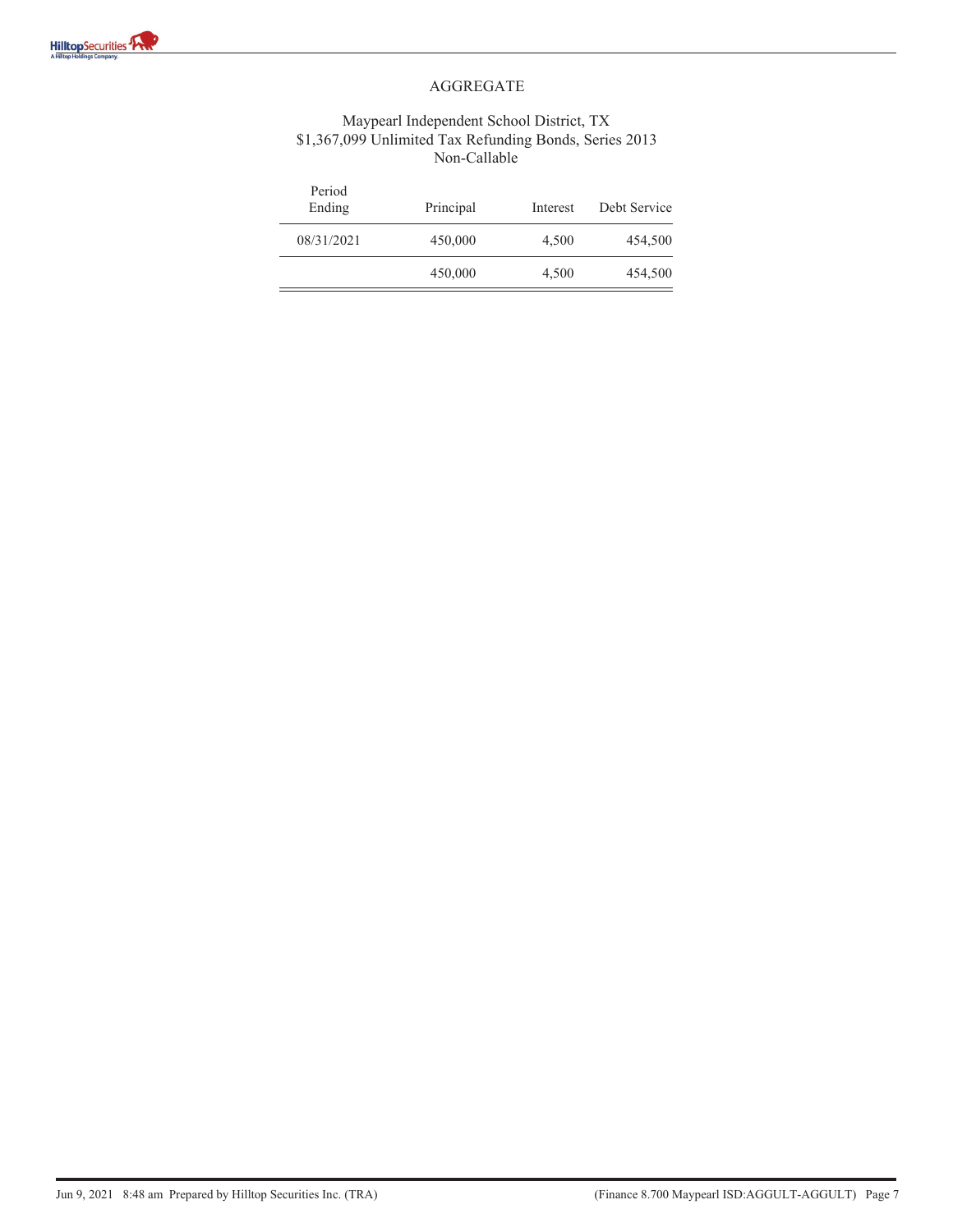# AGGREGATE

## Maypearl Independent School District, TX
## $1,367,099 Unlimited Tax Refunding Bonds, Series 2013
## Non-Callable

| Period Ending | Principal | Interest | Debt Service |
|---|---|---|---|
| 08/31/2021 | 450,000 | 4,500 | 454,500 |
| | 450,000 | 4,500 | 454,500 |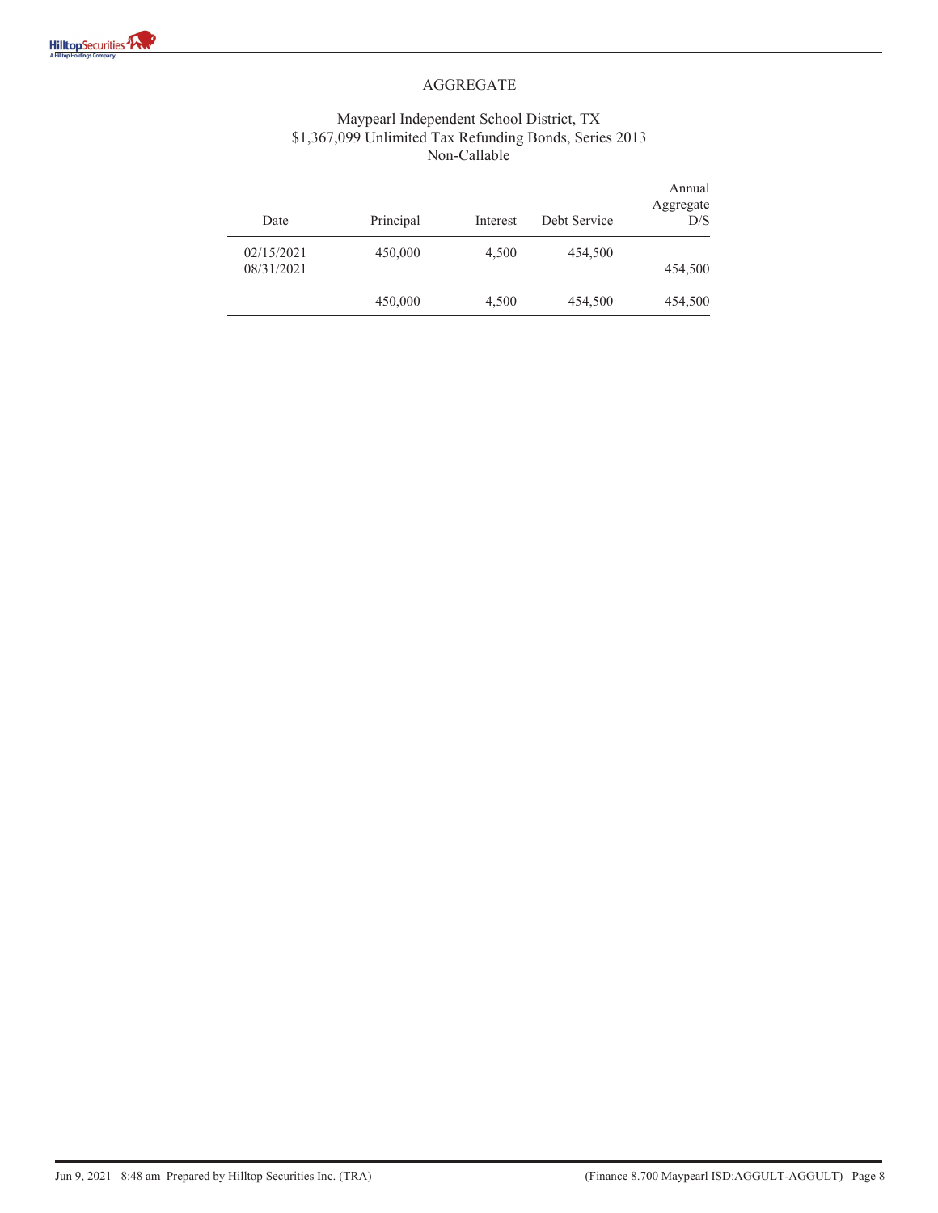## AGGREGATE

### Maypearl Independent School District, TX
### $1,367,099 Unlimited Tax Refunding Bonds, Series 2013
### Non-Callable

| Date | Principal | Interest | Debt Service | Annual Aggregate D/S |
|---|---|---|---|---|
| 02/15/2021 | 450,000 | 4,500 | 454,500 | |
| 08/31/2021 | | | | 454,500 |
| | 450,000 | 4,500 | 454,500 | 454,500 |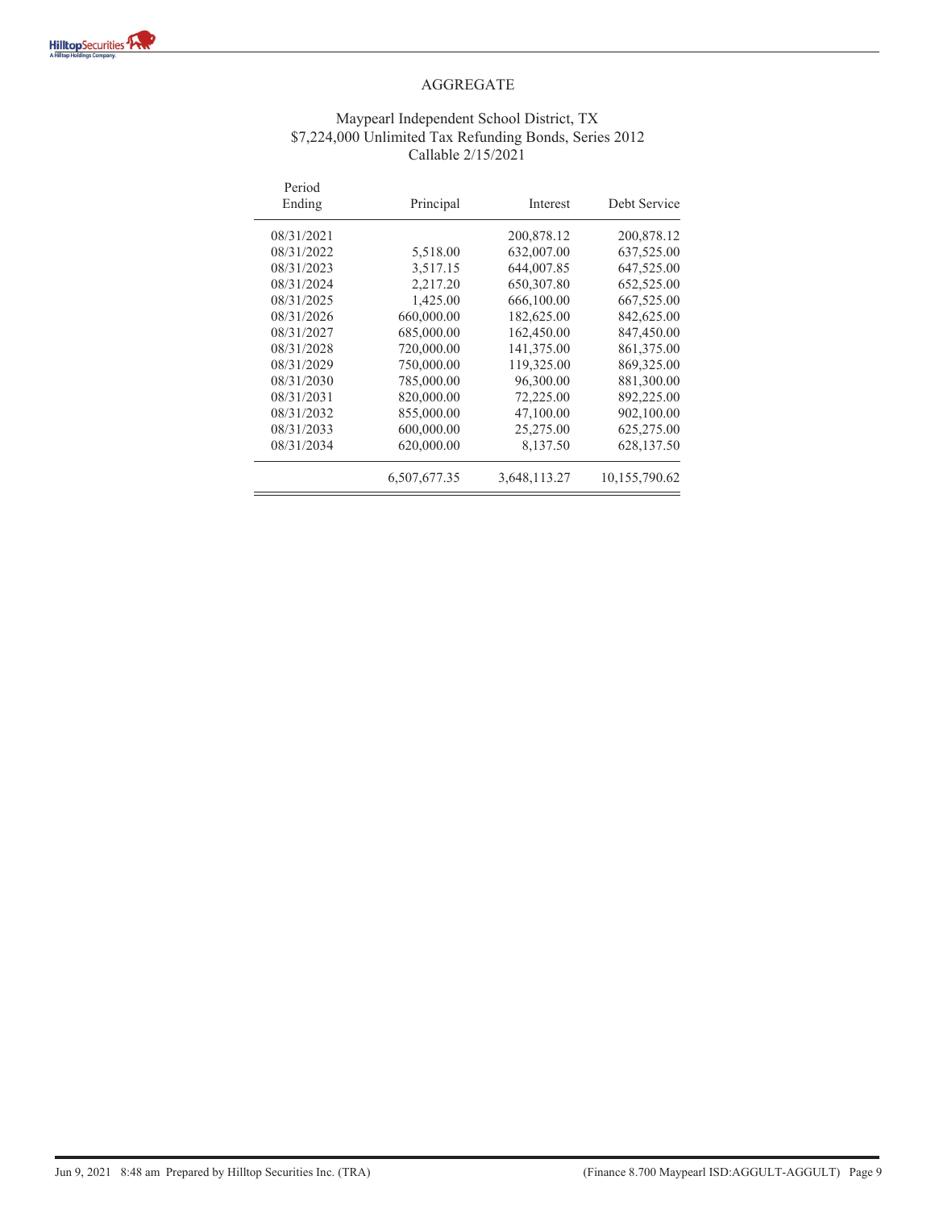## AGGREGATE

### Maypearl Independent School District, TX
### $7,224,000 Unlimited Tax Refunding Bonds, Series 2012
### Callable 2/15/2021

| Period Ending | Principal | Interest | Debt Service |
|---|---|---|---|
| 08/31/2021 | | 200,878.12 | 200,878.12 |
| 08/31/2022 | 5,518.00 | 632,007.00 | 637,525.00 |
| 08/31/2023 | 3,517.15 | 644,007.85 | 647,525.00 |
| 08/31/2024 | 2,217.20 | 650,307.80 | 652,525.00 |
| 08/31/2025 | 1,425.00 | 666,100.00 | 667,525.00 |
| 08/31/2026 | 660,000.00 | 182,625.00 | 842,625.00 |
| 08/31/2027 | 685,000.00 | 162,450.00 | 847,450.00 |
| 08/31/2028 | 720,000.00 | 141,375.00 | 861,375.00 |
| 08/31/2029 | 750,000.00 | 119,325.00 | 869,325.00 |
| 08/31/2030 | 785,000.00 | 96,300.00 | 881,300.00 |
| 08/31/2031 | 820,000.00 | 72,225.00 | 892,225.00 |
| 08/31/2032 | 855,000.00 | 47,100.00 | 902,100.00 |
| 08/31/2033 | 600,000.00 | 25,275.00 | 625,275.00 |
| 08/31/2034 | 620,000.00 | 8,137.50 | 628,137.50 |
| | 6,507,677.35 | 3,648,113.27 | 10,155,790.62 |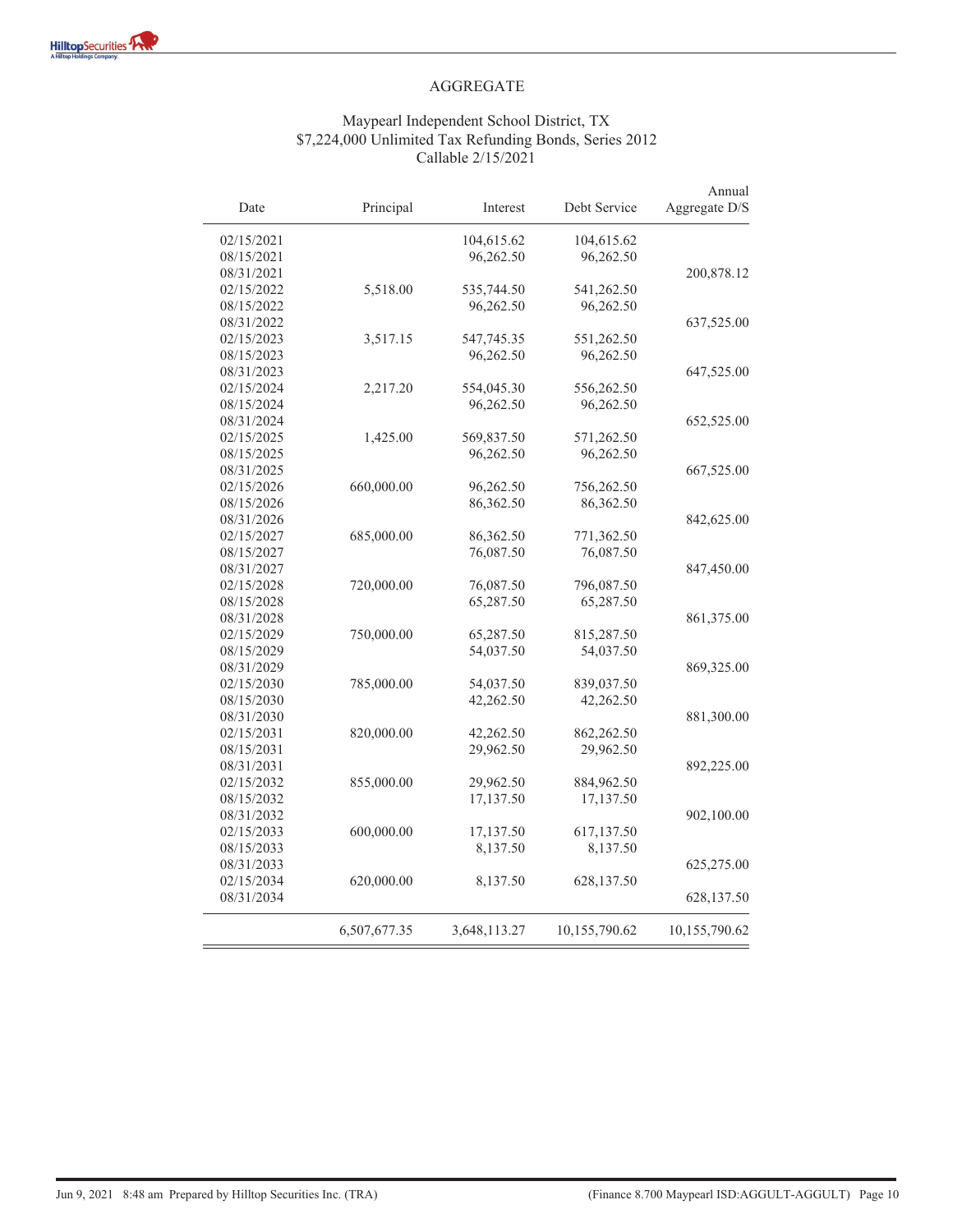## AGGREGATE

### Maypearl Independent School District, TX
### $7,224,000 Unlimited Tax Refunding Bonds, Series 2012
### Callable 2/15/2021

| Date | Principal | Interest | Debt Service | Annual Aggregate D/S |
|---|---|---|---|---|
| 02/15/2021 | | 104,615.62 | 104,615.62 | |
| 08/15/2021 | | 96,262.50 | 96,262.50 | |
| 08/31/2021 | | | | 200,878.12 |
| 02/15/2022 | 5,518.00 | 535,744.50 | 541,262.50 | |
| 08/15/2022 | | 96,262.50 | 96,262.50 | |
| 08/31/2022 | | | | 637,525.00 |
| 02/15/2023 | 3,517.15 | 547,745.35 | 551,262.50 | |
| 08/15/2023 | | 96,262.50 | 96,262.50 | |
| 08/31/2023 | | | | 647,525.00 |
| 02/15/2024 | 2,217.20 | 554,045.30 | 556,262.50 | |
| 08/15/2024 | | 96,262.50 | 96,262.50 | |
| 08/31/2024 | | | | 652,525.00 |
| 02/15/2025 | 1,425.00 | 569,837.50 | 571,262.50 | |
| 08/15/2025 | | 96,262.50 | 96,262.50 | |
| 08/31/2025 | | | | 667,525.00 |
| 02/15/2026 | 660,000.00 | 96,262.50 | 756,262.50 | |
| 08/15/2026 | | 86,362.50 | 86,362.50 | |
| 08/31/2026 | | | | 842,625.00 |
| 02/15/2027 | 685,000.00 | 86,362.50 | 771,362.50 | |
| 08/15/2027 | | 76,087.50 | 76,087.50 | |
| 08/31/2027 | | | | 847,450.00 |
| 02/15/2028 | 720,000.00 | 76,087.50 | 796,087.50 | |
| 08/15/2028 | | 65,287.50 | 65,287.50 | |
| 08/31/2028 | | | | 861,375.00 |
| 02/15/2029 | 750,000.00 | 65,287.50 | 815,287.50 | |
| 08/15/2029 | | 54,037.50 | 54,037.50 | |
| 08/31/2029 | | | | 869,325.00 |
| 02/15/2030 | 785,000.00 | 54,037.50 | 839,037.50 | |
| 08/15/2030 | | 42,262.50 | 42,262.50 | |
| 08/31/2030 | | | | 881,300.00 |
| 02/15/2031 | 820,000.00 | 42,262.50 | 862,262.50 | |
| 08/15/2031 | | 29,962.50 | 29,962.50 | |
| 08/31/2031 | | | | 892,225.00 |
| 02/15/2032 | 855,000.00 | 29,962.50 | 884,962.50 | |
| 08/15/2032 | | 17,137.50 | 17,137.50 | |
| 08/31/2032 | | | | 902,100.00 |
| 02/15/2033 | 600,000.00 | 17,137.50 | 617,137.50 | |
| 08/15/2033 | | 8,137.50 | 8,137.50 | |
| 08/31/2033 | | | | 625,275.00 |
| 02/15/2034 | 620,000.00 | 8,137.50 | 628,137.50 | |
| 08/31/2034 | | | | 628,137.50 |
| | 6,507,677.35 | 3,648,113.27 | 10,155,790.62 | 10,155,790.62 |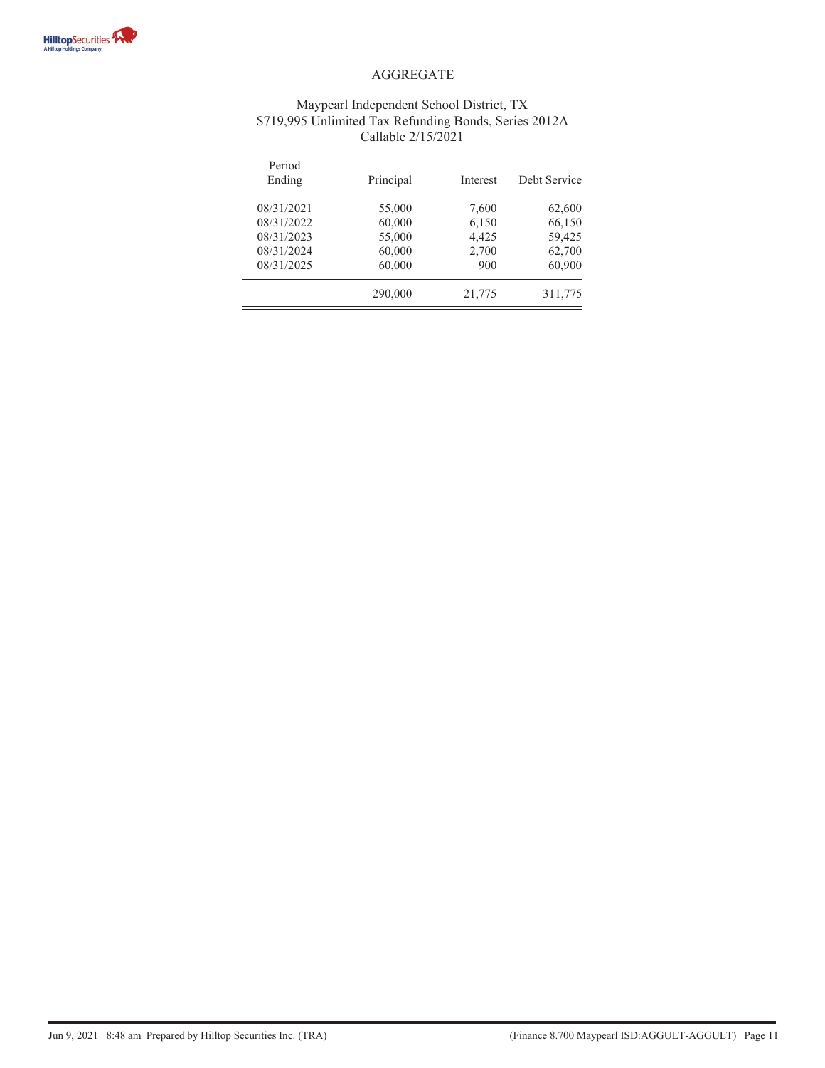# AGGREGATE

## Maypearl Independent School District, TX
## $719,995 Unlimited Tax Refunding Bonds, Series 2012A
## Callable 2/15/2021

| Period Ending | Principal | Interest | Debt Service |
|---|---|---|---|
| 08/31/2021 | 55,000 | 7,600 | 62,600 |
| 08/31/2022 | 60,000 | 6,150 | 66,150 |
| 08/31/2023 | 55,000 | 4,425 | 59,425 |
| 08/31/2024 | 60,000 | 2,700 | 62,700 |
| 08/31/2025 | 60,000 | 900 | 60,900 |
| | 290,000 | 21,775 | 311,775 |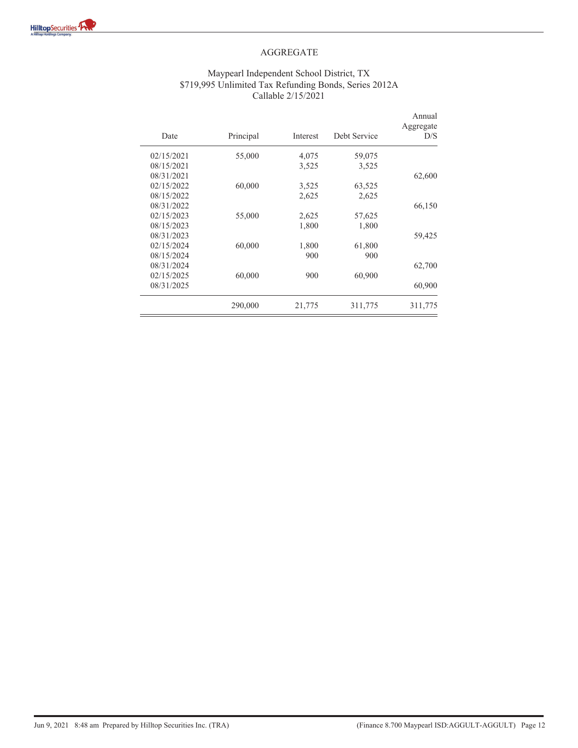# AGGREGATE

## Maypearl Independent School District, TX
## $719,995 Unlimited Tax Refunding Bonds, Series 2012A
## Callable 2/15/2021

| Date | Principal | Interest | Debt Service | Annual Aggregate D/S |
|---|---|---|---|---|
| 02/15/2021 | 55,000 | 4,075 | 59,075 | |
| 08/15/2021 | | 3,525 | 3,525 | |
| 08/31/2021 | | | | 62,600 |
| 02/15/2022 | 60,000 | 3,525 | 63,525 | |
| 08/15/2022 | | 2,625 | 2,625 | |
| 08/31/2022 | | | | 66,150 |
| 02/15/2023 | 55,000 | 2,625 | 57,625 | |
| 08/15/2023 | | 1,800 | 1,800 | |
| 08/31/2023 | | | | 59,425 |
| 02/15/2024 | 60,000 | 1,800 | 61,800 | |
| 08/15/2024 | | 900 | 900 | |
| 08/31/2024 | | | | 62,700 |
| 02/15/2025 | 60,000 | 900 | 60,900 | |
| 08/31/2025 | | | | 60,900 |
| | 290,000 | 21,775 | 311,775 | 311,775 |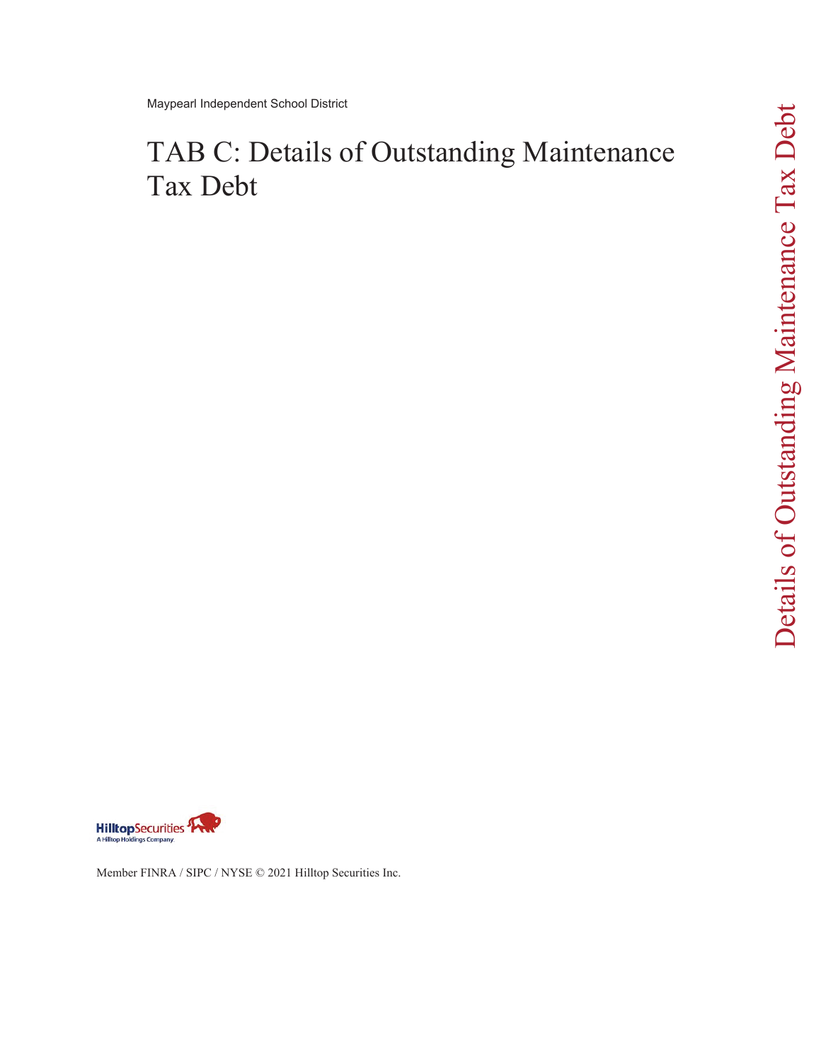Maypearl Independent School District

# TAB C: Details of Outstanding Maintenance Tax Debt

Member FINRA / SIPC / NYSE © 2021 Hilltop Securities Inc.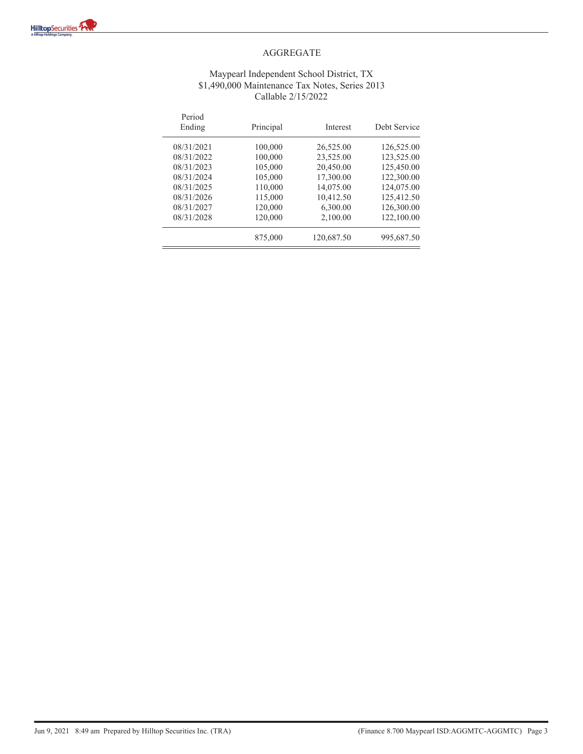# AGGREGATE

## Maypearl Independent School District, TX
## $1,490,000 Maintenance Tax Notes, Series 2013
## Callable 2/15/2022

| Period Ending | Principal | Interest | Debt Service |
|---|---|---|---|
| 08/31/2021 | 100,000 | 26,525.00 | 126,525.00 |
| 08/31/2022 | 100,000 | 23,525.00 | 123,525.00 |
| 08/31/2023 | 105,000 | 20,450.00 | 125,450.00 |
| 08/31/2024 | 105,000 | 17,300.00 | 122,300.00 |
| 08/31/2025 | 110,000 | 14,075.00 | 124,075.00 |
| 08/31/2026 | 115,000 | 10,412.50 | 125,412.50 |
| 08/31/2027 | 120,000 | 6,300.00 | 126,300.00 |
| 08/31/2028 | 120,000 | 2,100.00 | 122,100.00 |
| | 875,000 | 120,687.50 | 995,687.50 |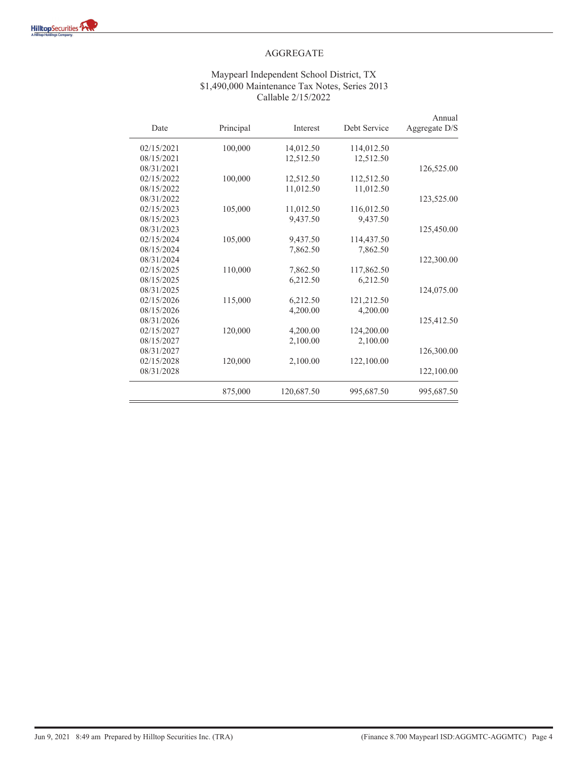## AGGREGATE

### Maypearl Independent School District, TX
### $1,490,000 Maintenance Tax Notes, Series 2013
### Callable 2/15/2022

| Date | Principal | Interest | Debt Service | Annual Aggregate D/S |
|---|---|---|---|---|
| 02/15/2021 | 100,000 | 14,012.50 | 114,012.50 | |
| 08/15/2021 | | 12,512.50 | 12,512.50 | |
| 08/31/2021 | | | | 126,525.00 |
| 02/15/2022 | 100,000 | 12,512.50 | 112,512.50 | |
| 08/15/2022 | | 11,012.50 | 11,012.50 | |
| 08/31/2022 | | | | 123,525.00 |
| 02/15/2023 | 105,000 | 11,012.50 | 116,012.50 | |
| 08/15/2023 | | 9,437.50 | 9,437.50 | |
| 08/31/2023 | | | | 125,450.00 |
| 02/15/2024 | 105,000 | 9,437.50 | 114,437.50 | |
| 08/15/2024 | | 7,862.50 | 7,862.50 | |
| 08/31/2024 | | | | 122,300.00 |
| 02/15/2025 | 110,000 | 7,862.50 | 117,862.50 | |
| 08/15/2025 | | 6,212.50 | 6,212.50 | |
| 08/31/2025 | | | | 124,075.00 |
| 02/15/2026 | 115,000 | 6,212.50 | 121,212.50 | |
| 08/15/2026 | | 4,200.00 | 4,200.00 | |
| 08/31/2026 | | | | 125,412.50 |
| 02/15/2027 | 120,000 | 4,200.00 | 124,200.00 | |
| 08/15/2027 | | 2,100.00 | 2,100.00 | |
| 08/31/2027 | | | | 126,300.00 |
| 02/15/2028 | 120,000 | 2,100.00 | 122,100.00 | |
| 08/31/2028 | | | | 122,100.00 |
| | 875,000 | 120,687.50 | 995,687.50 | 995,687.50 |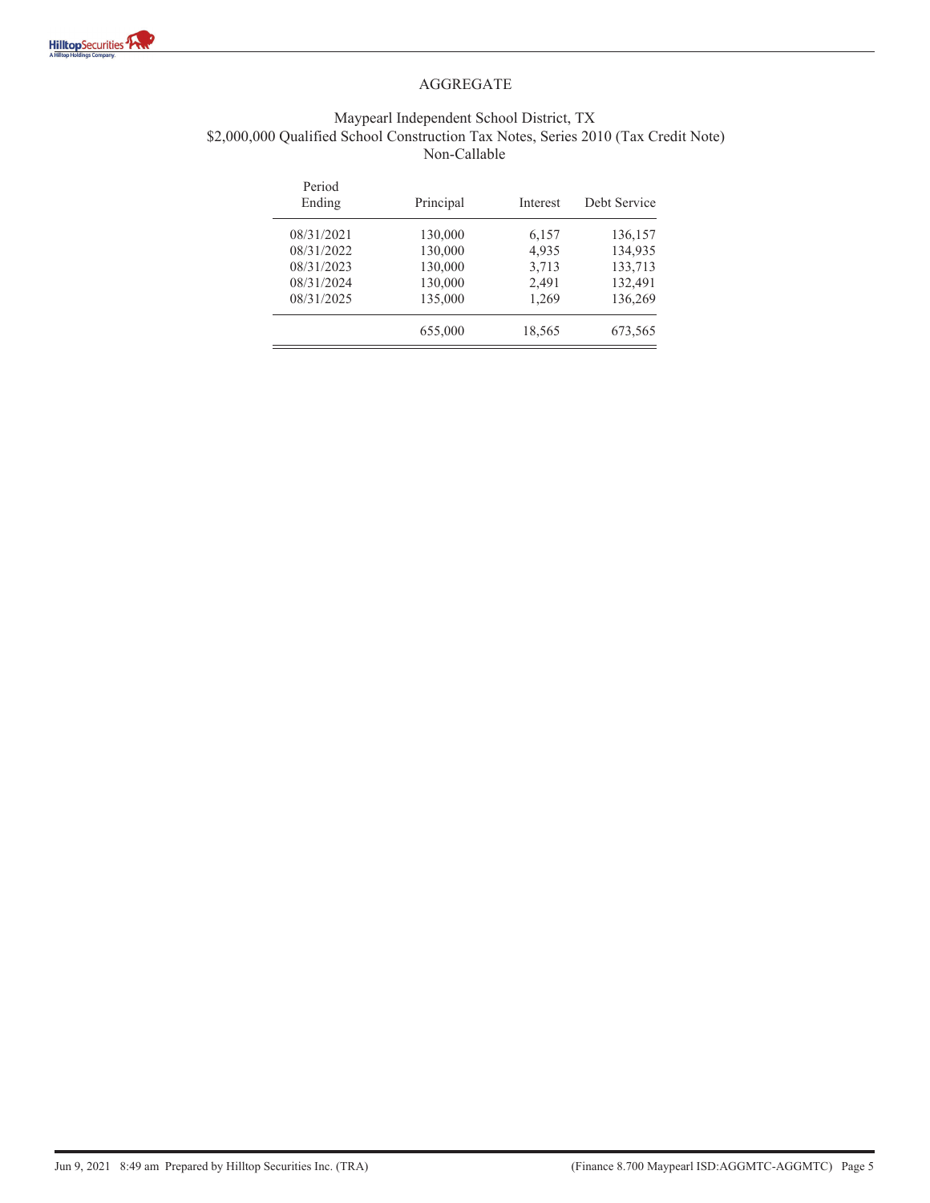# AGGREGATE

## Maypearl Independent School District, TX
## $2,000,000 Qualified School Construction Tax Notes, Series 2010 (Tax Credit Note)
## Non-Callable

| Period Ending | Principal | Interest | Debt Service |
|---|---|---|---|
| 08/31/2021 | 130,000 | 6,157 | 136,157 |
| 08/31/2022 | 130,000 | 4,935 | 134,935 |
| 08/31/2023 | 130,000 | 3,713 | 133,713 |
| 08/31/2024 | 130,000 | 2,491 | 132,491 |
| 08/31/2025 | 135,000 | 1,269 | 136,269 |
| | 655,000 | 18,565 | 673,565 |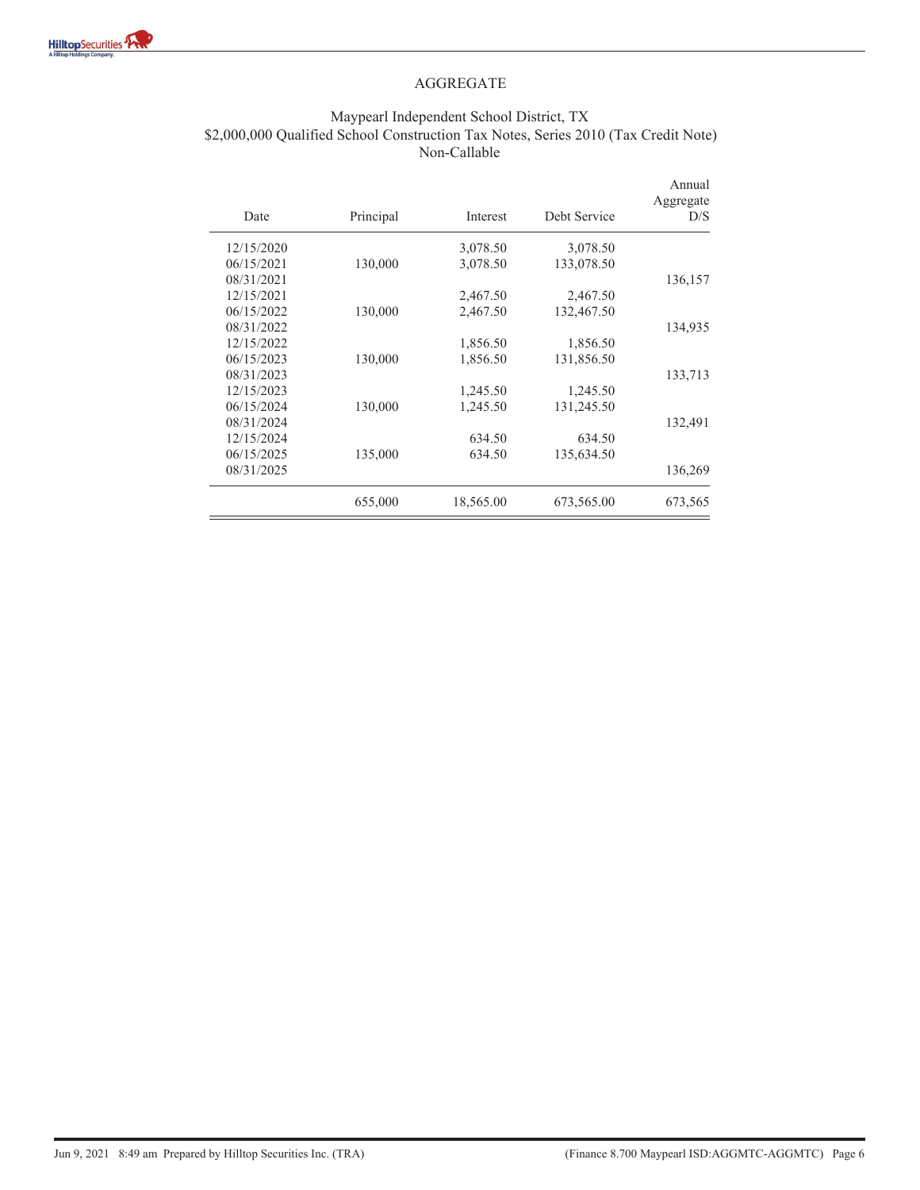## AGGREGATE

Maypearl Independent School District, TX
$2,000,000 Qualified School Construction Tax Notes, Series 2010 (Tax Credit Note)
Non-Callable

| Date | Principal | Interest | Debt Service | Annual Aggregate D/S |
|---|---|---|---|---|
| 12/15/2020 | | 3,078.50 | 3,078.50 | |
| 06/15/2021 | 130,000 | 3,078.50 | 133,078.50 | |
| 08/31/2021 | | | | 136,157 |
| 12/15/2021 | | 2,467.50 | 2,467.50 | |
| 06/15/2022 | 130,000 | 2,467.50 | 132,467.50 | |
| 08/31/2022 | | | | 134,935 |
| 12/15/2022 | | 1,856.50 | 1,856.50 | |
| 06/15/2023 | 130,000 | 1,856.50 | 131,856.50 | |
| 08/31/2023 | | | | 133,713 |
| 12/15/2023 | | 1,245.50 | 1,245.50 | |
| 06/15/2024 | 130,000 | 1,245.50 | 131,245.50 | |
| 08/31/2024 | | | | 132,491 |
| 12/15/2024 | | 634.50 | 634.50 | |
| 06/15/2025 | 135,000 | 634.50 | 135,634.50 | |
| 08/31/2025 | | | | 136,269 |
| | 655,000 | 18,565.00 | 673,565.00 | 673,565 |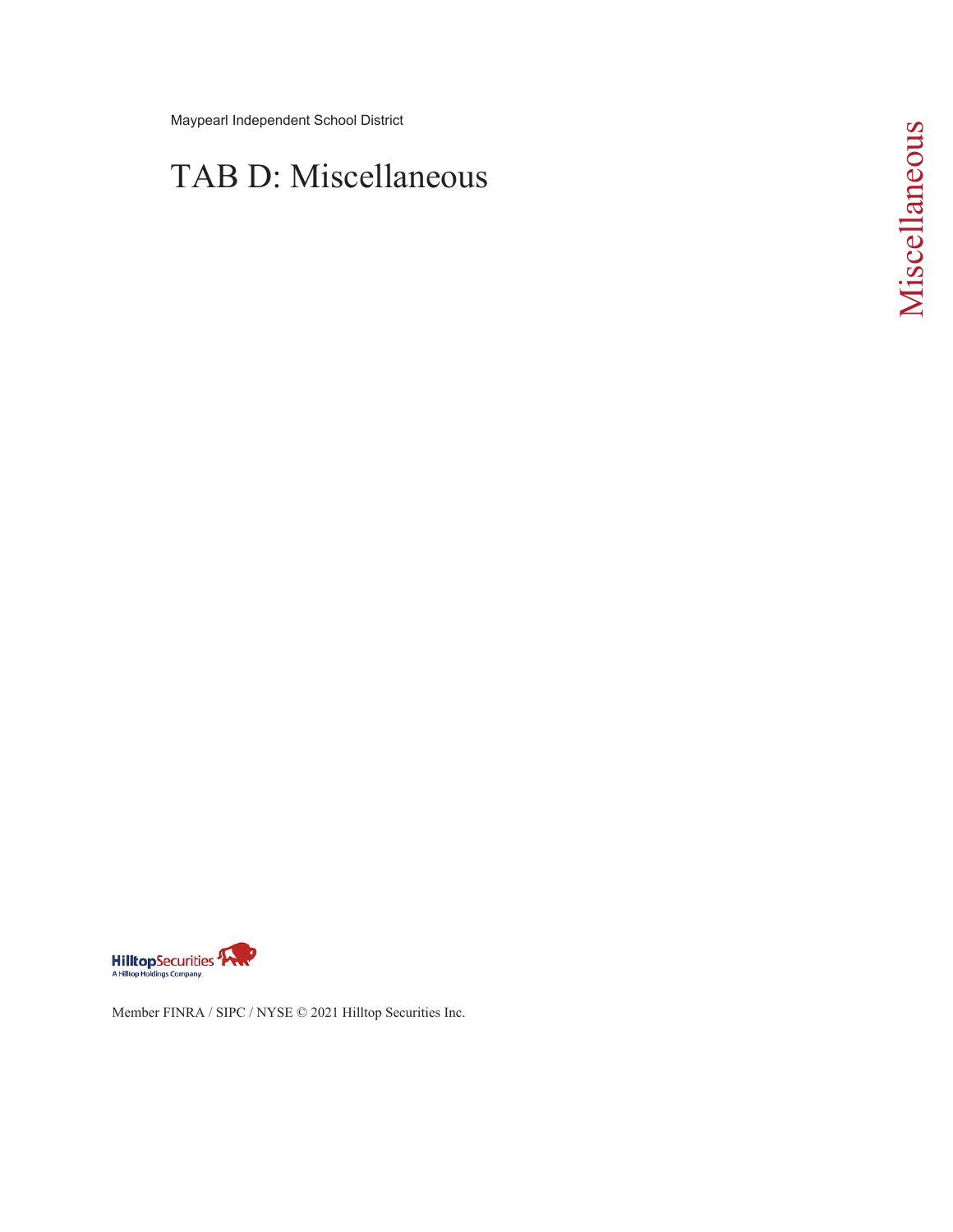Maypearl Independent School District

# TAB D: Miscellaneous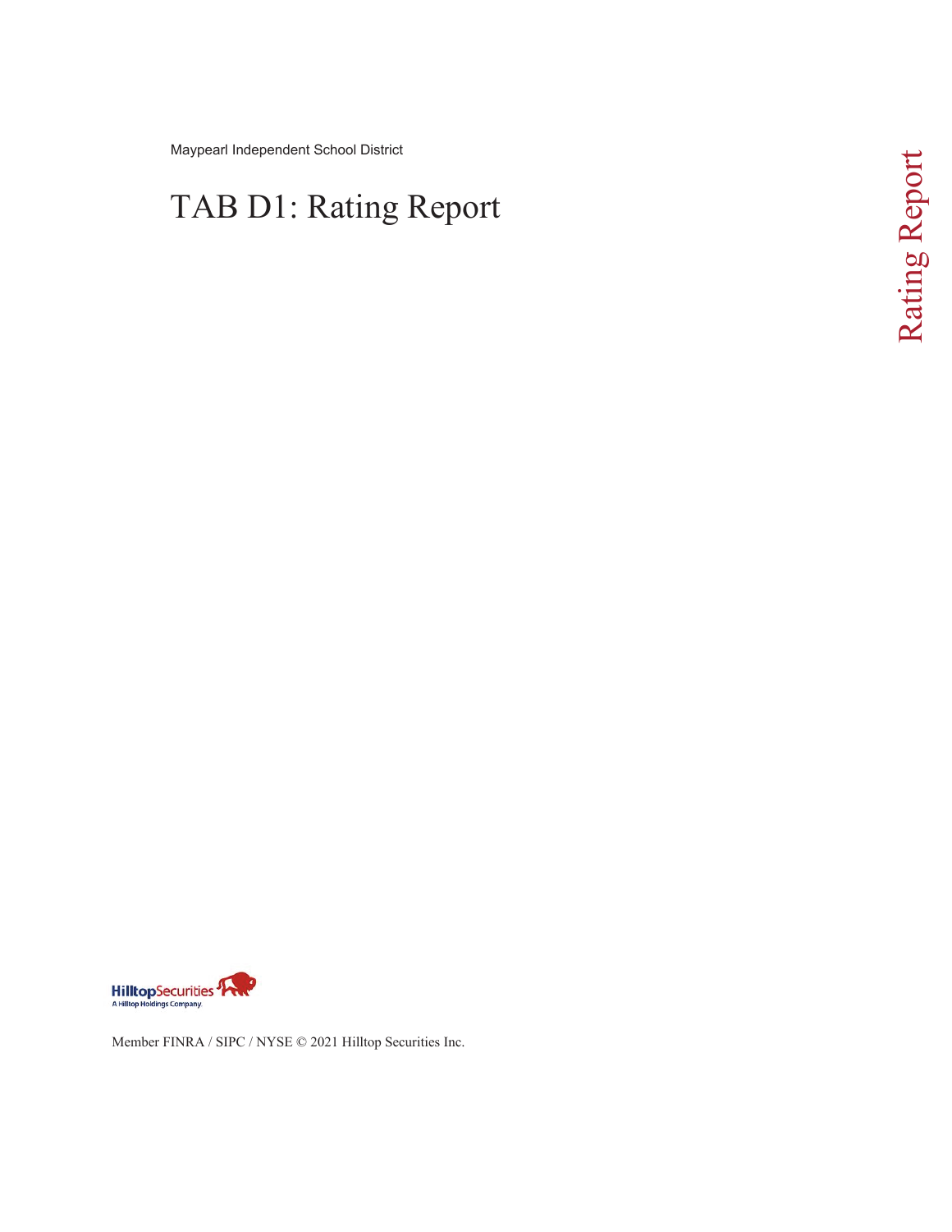Maypearl Independent School District

# TAB D1: Rating Report

Member FINRA / SIPC / NYSE © 2021 Hilltop Securities Inc.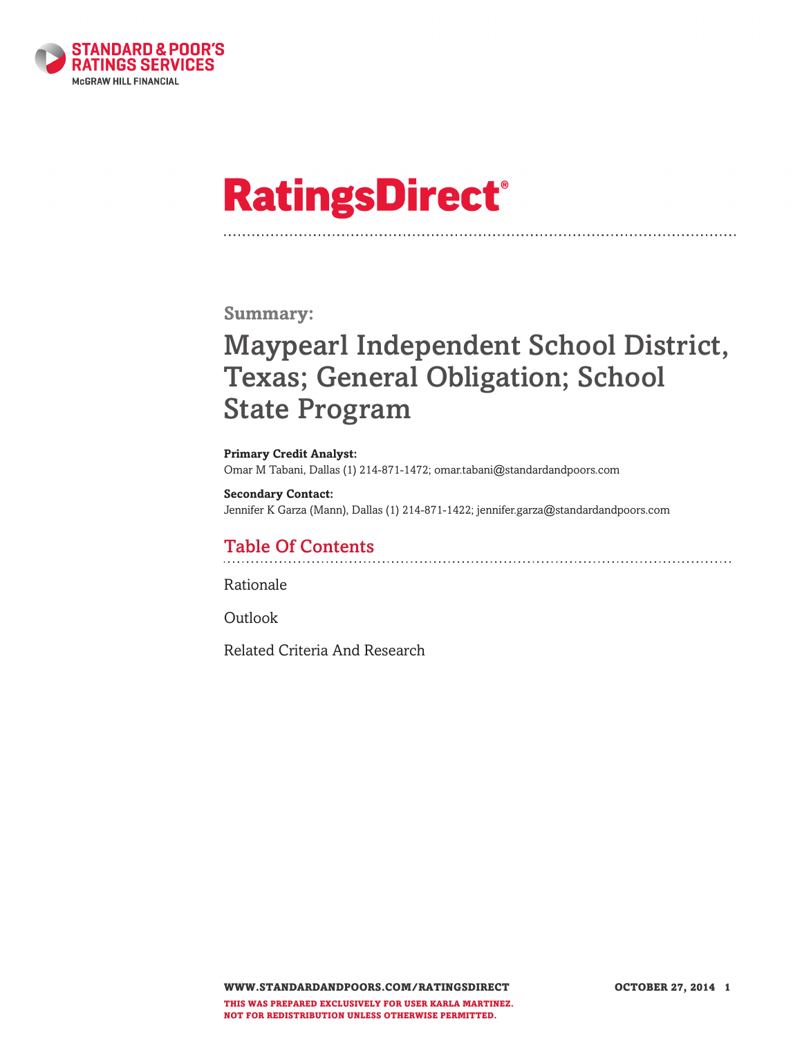# RatingsDirect®

## Summary:

# Maypearl Independent School District, Texas; General Obligation; School State Program

**Primary Credit Analyst:**
Omar M Tabani, Dallas (1) 214-871-1472; omar.tabani@standardandpoors.com

**Secondary Contact:**
Jennifer K Garza (Mann), Dallas (1) 214-871-1422; jennifer.garza@standardandpoors.com

## Table Of Contents

Rationale

Outlook

Related Criteria And Research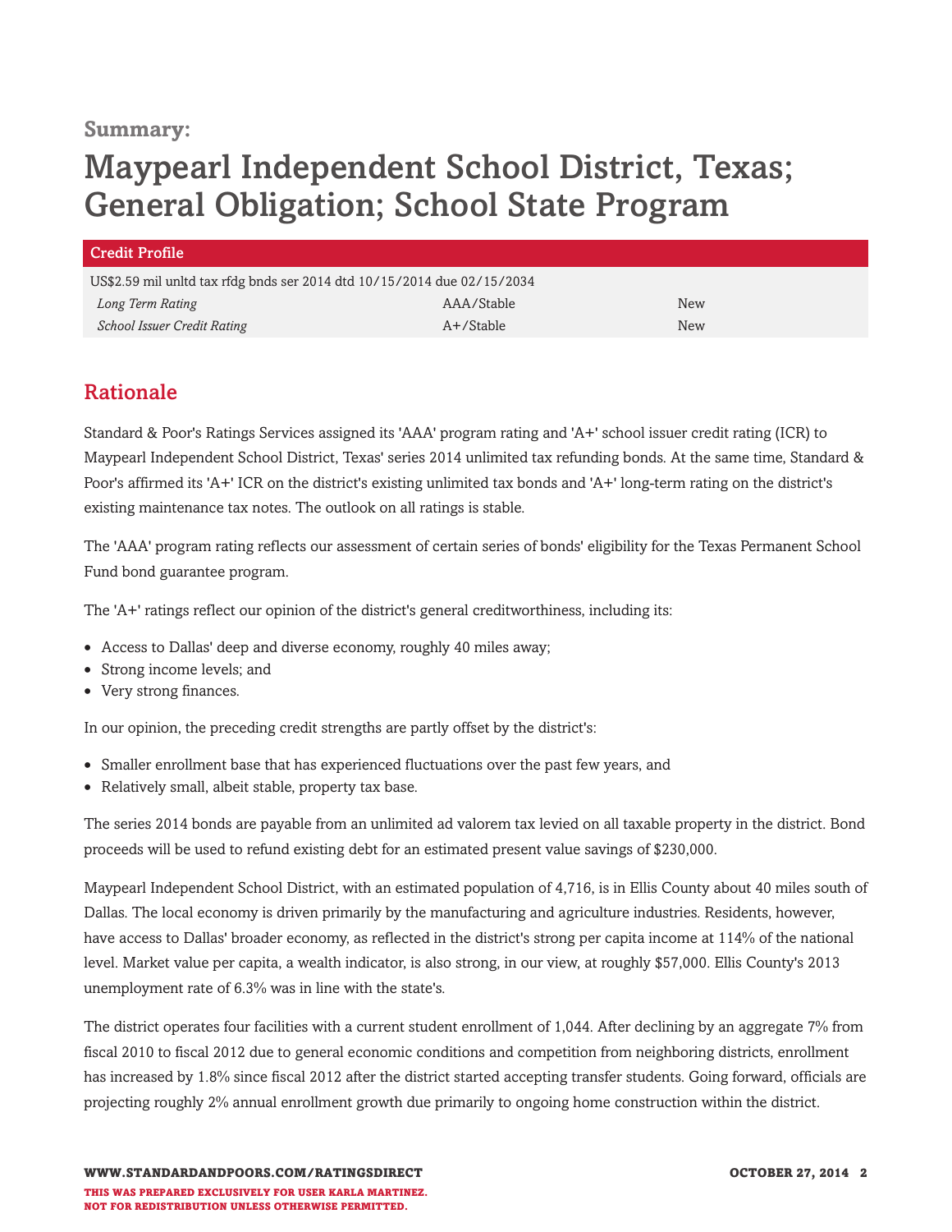**Summary:**

# Maypearl Independent School District, Texas; General Obligation; School State Program

| Credit Profile | | |
|---|---|---|
| US$2.59 mil unltd tax rfdg bnds ser 2014 dtd 10/15/2014 due 02/15/2034 | | |
| *Long Term Rating* | AAA/Stable | New |
| *School Issuer Credit Rating* | A+/Stable | New |

## Rationale

Standard & Poor's Ratings Services assigned its 'AAA' program rating and 'A+' school issuer credit rating (ICR) to Maypearl Independent School District, Texas' series 2014 unlimited tax refunding bonds. At the same time, Standard & Poor's affirmed its 'A+' ICR on the district's existing unlimited tax bonds and 'A+' long-term rating on the district's existing maintenance tax notes. The outlook on all ratings is stable.

The 'AAA' program rating reflects our assessment of certain series of bonds' eligibility for the Texas Permanent School Fund bond guarantee program.

The 'A+' ratings reflect our opinion of the district's general creditworthiness, including its:

- Access to Dallas' deep and diverse economy, roughly 40 miles away;
- Strong income levels; and
- Very strong finances.

In our opinion, the preceding credit strengths are partly offset by the district's:

- Smaller enrollment base that has experienced fluctuations over the past few years, and
- Relatively small, albeit stable, property tax base.

The series 2014 bonds are payable from an unlimited ad valorem tax levied on all taxable property in the district. Bond proceeds will be used to refund existing debt for an estimated present value savings of $230,000.

Maypearl Independent School District, with an estimated population of 4,716, is in Ellis County about 40 miles south of Dallas. The local economy is driven primarily by the manufacturing and agriculture industries. Residents, however, have access to Dallas' broader economy, as reflected in the district's strong per capita income at 114% of the national level. Market value per capita, a wealth indicator, is also strong, in our view, at roughly $57,000. Ellis County's 2013 unemployment rate of 6.3% was in line with the state's.

The district operates four facilities with a current student enrollment of 1,044. After declining by an aggregate 7% from fiscal 2010 to fiscal 2012 due to general economic conditions and competition from neighboring districts, enrollment has increased by 1.8% since fiscal 2012 after the district started accepting transfer students. Going forward, officials are projecting roughly 2% annual enrollment growth due primarily to ongoing home construction within the district.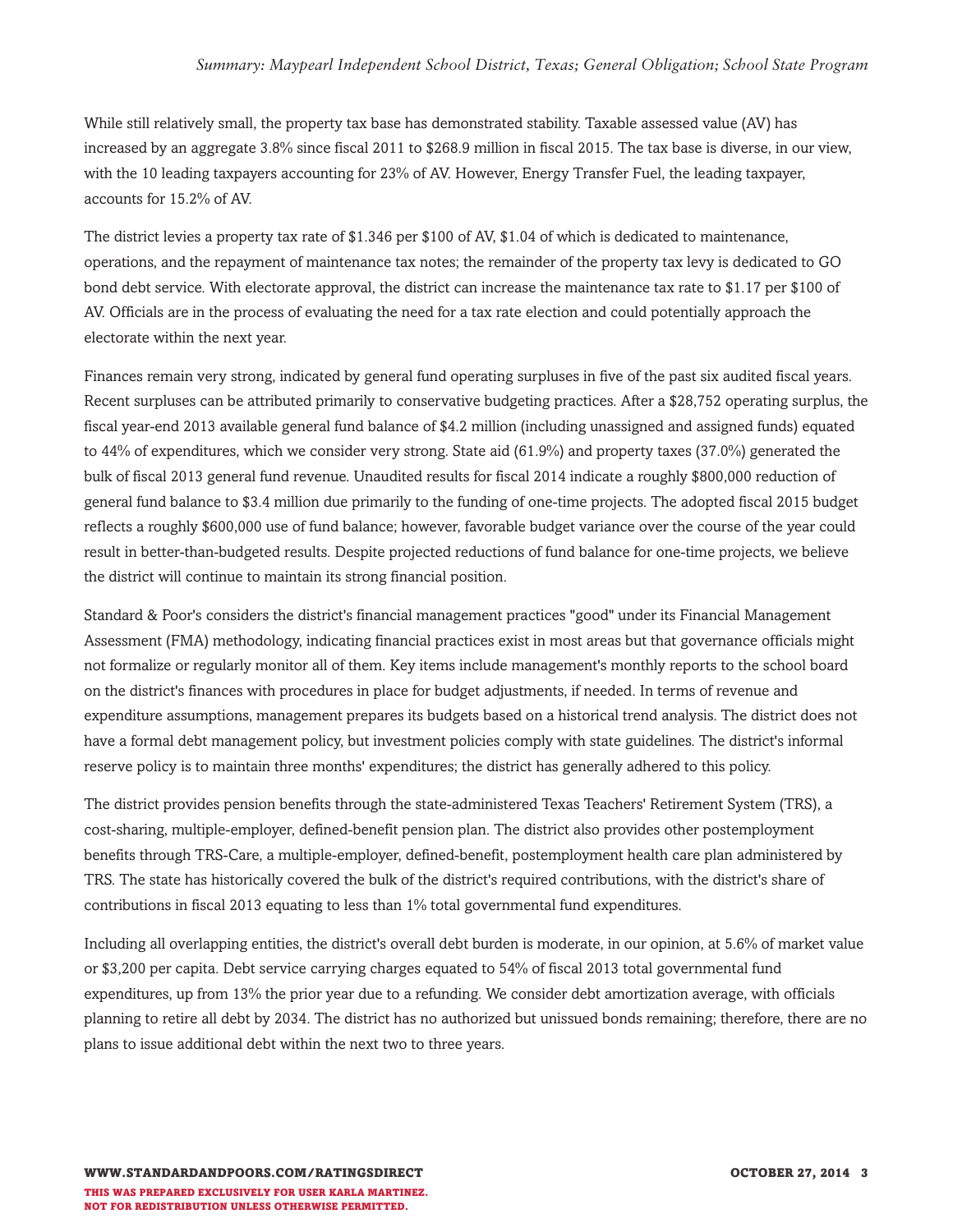While still relatively small, the property tax base has demonstrated stability. Taxable assessed value (AV) has increased by an aggregate 3.8% since fiscal 2011 to $268.9 million in fiscal 2015. The tax base is diverse, in our view, with the 10 leading taxpayers accounting for 23% of AV. However, Energy Transfer Fuel, the leading taxpayer, accounts for 15.2% of AV.

The district levies a property tax rate of $1.346 per $100 of AV, $1.04 of which is dedicated to maintenance, operations, and the repayment of maintenance tax notes; the remainder of the property tax levy is dedicated to GO bond debt service. With electorate approval, the district can increase the maintenance tax rate to $1.17 per $100 of AV. Officials are in the process of evaluating the need for a tax rate election and could potentially approach the electorate within the next year.

Finances remain very strong, indicated by general fund operating surpluses in five of the past six audited fiscal years. Recent surpluses can be attributed primarily to conservative budgeting practices. After a $28,752 operating surplus, the fiscal year-end 2013 available general fund balance of $4.2 million (including unassigned and assigned funds) equated to 44% of expenditures, which we consider very strong. State aid (61.9%) and property taxes (37.0%) generated the bulk of fiscal 2013 general fund revenue. Unaudited results for fiscal 2014 indicate a roughly $800,000 reduction of general fund balance to $3.4 million due primarily to the funding of one-time projects. The adopted fiscal 2015 budget reflects a roughly $600,000 use of fund balance; however, favorable budget variance over the course of the year could result in better-than-budgeted results. Despite projected reductions of fund balance for one-time projects, we believe the district will continue to maintain its strong financial position.

Standard & Poor's considers the district's financial management practices "good" under its Financial Management Assessment (FMA) methodology, indicating financial practices exist in most areas but that governance officials might not formalize or regularly monitor all of them. Key items include management's monthly reports to the school board on the district's finances with procedures in place for budget adjustments, if needed. In terms of revenue and expenditure assumptions, management prepares its budgets based on a historical trend analysis. The district does not have a formal debt management policy, but investment policies comply with state guidelines. The district's informal reserve policy is to maintain three months' expenditures; the district has generally adhered to this policy.

The district provides pension benefits through the state-administered Texas Teachers' Retirement System (TRS), a cost-sharing, multiple-employer, defined-benefit pension plan. The district also provides other postemployment benefits through TRS-Care, a multiple-employer, defined-benefit, postemployment health care plan administered by TRS. The state has historically covered the bulk of the district's required contributions, with the district's share of contributions in fiscal 2013 equating to less than 1% total governmental fund expenditures.

Including all overlapping entities, the district's overall debt burden is moderate, in our opinion, at 5.6% of market value or $3,200 per capita. Debt service carrying charges equated to 54% of fiscal 2013 total governmental fund expenditures, up from 13% the prior year due to a refunding. We consider debt amortization average, with officials planning to retire all debt by 2034. The district has no authorized but unissued bonds remaining; therefore, there are no plans to issue additional debt within the next two to three years.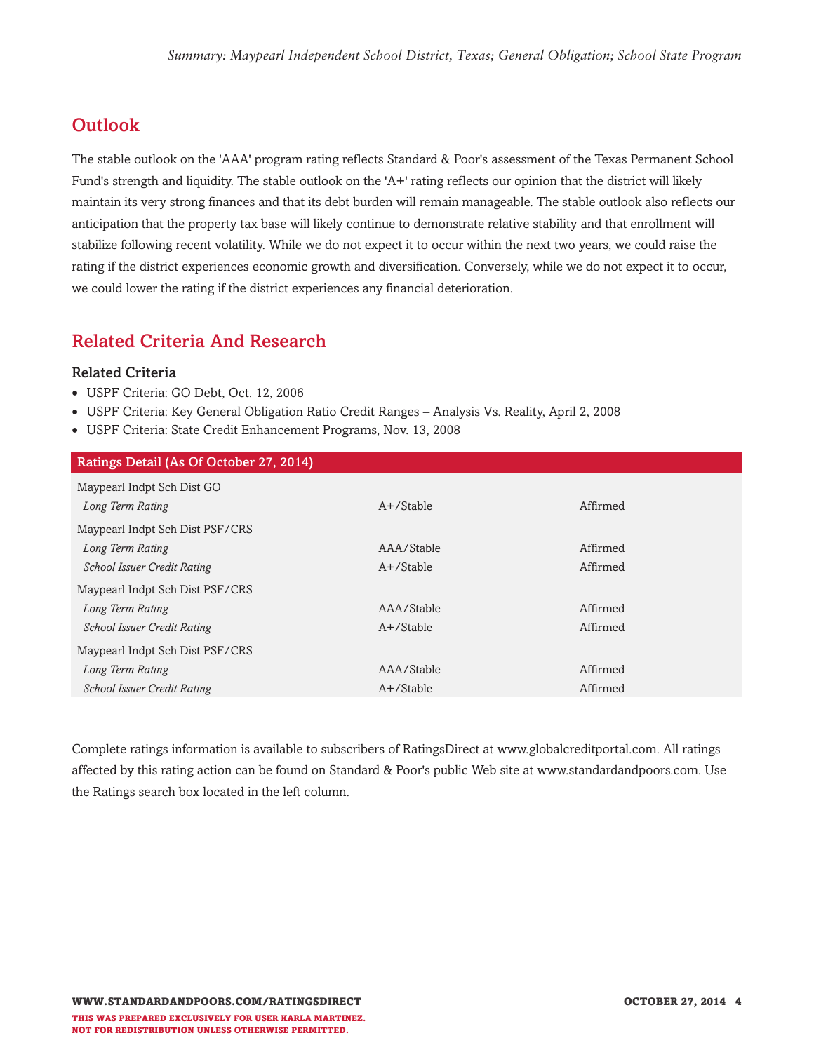## Outlook

The stable outlook on the 'AAA' program rating reflects Standard & Poor's assessment of the Texas Permanent School Fund's strength and liquidity. The stable outlook on the 'A+' rating reflects our opinion that the district will likely maintain its very strong finances and that its debt burden will remain manageable. The stable outlook also reflects our anticipation that the property tax base will likely continue to demonstrate relative stability and that enrollment will stabilize following recent volatility. While we do not expect it to occur within the next two years, we could raise the rating if the district experiences economic growth and diversification. Conversely, while we do not expect it to occur, we could lower the rating if the district experiences any financial deterioration.

## Related Criteria And Research

### Related Criteria

- USPF Criteria: GO Debt, Oct. 12, 2006
- USPF Criteria: Key General Obligation Ratio Credit Ranges – Analysis Vs. Reality, April 2, 2008
- USPF Criteria: State Credit Enhancement Programs, Nov. 13, 2008

| Ratings Detail (As Of October 27, 2014) | | |
|---|---|---|
| Maypearl Indpt Sch Dist GO | | |
| *Long Term Rating* | A+/Stable | Affirmed |
| Maypearl Indpt Sch Dist PSF/CRS | | |
| *Long Term Rating* | AAA/Stable | Affirmed |
| *School Issuer Credit Rating* | A+/Stable | Affirmed |
| Maypearl Indpt Sch Dist PSF/CRS | | |
| *Long Term Rating* | AAA/Stable | Affirmed |
| *School Issuer Credit Rating* | A+/Stable | Affirmed |
| Maypearl Indpt Sch Dist PSF/CRS | | |
| *Long Term Rating* | AAA/Stable | Affirmed |
| *School Issuer Credit Rating* | A+/Stable | Affirmed |

Complete ratings information is available to subscribers of RatingsDirect at www.globalcreditportal.com. All ratings affected by this rating action can be found on Standard & Poor's public Web site at www.standardandpoors.com. Use the Ratings search box located in the left column.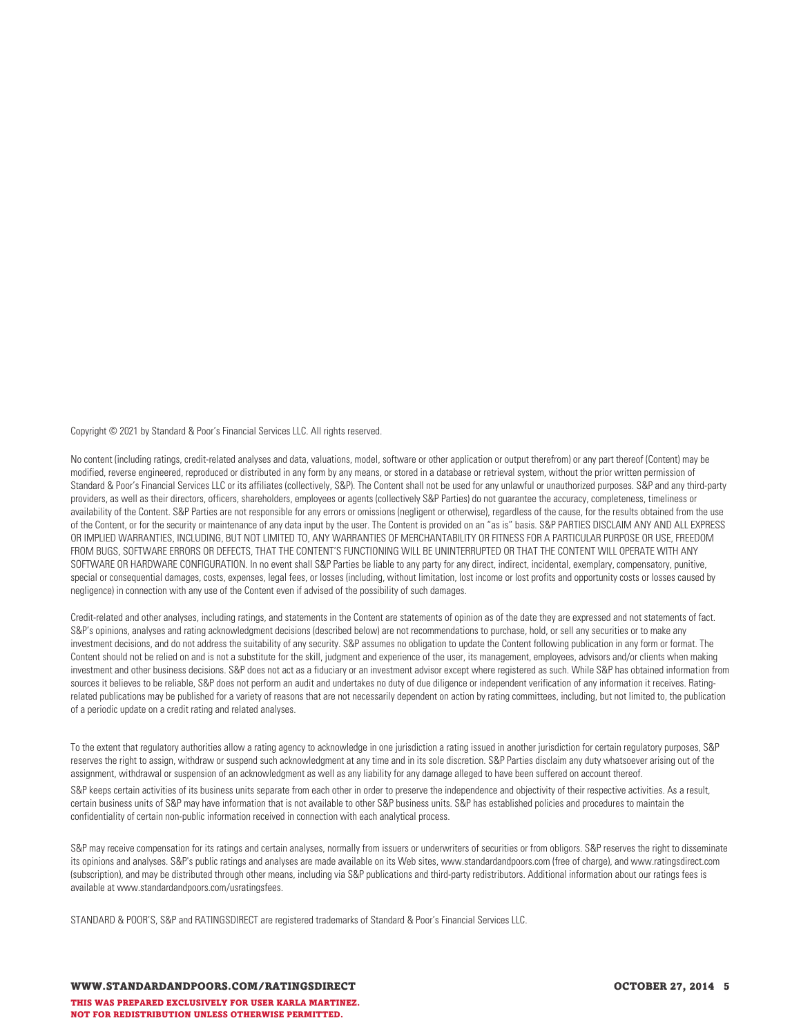Copyright © 2021 by Standard & Poor's Financial Services LLC. All rights reserved.

No content (including ratings, credit-related analyses and data, valuations, model, software or other application or output therefrom) or any part thereof (Content) may be modified, reverse engineered, reproduced or distributed in any form by any means, or stored in a database or retrieval system, without the prior written permission of Standard & Poor's Financial Services LLC or its affiliates (collectively, S&P). The Content shall not be used for any unlawful or unauthorized purposes. S&P and any third-party providers, as well as their directors, officers, shareholders, employees or agents (collectively S&P Parties) do not guarantee the accuracy, completeness, timeliness or availability of the Content. S&P Parties are not responsible for any errors or omissions (negligent or otherwise), regardless of the cause, for the results obtained from the use of the Content, or for the security or maintenance of any data input by the user. The Content is provided on an "as is" basis. S&P PARTIES DISCLAIM ANY AND ALL EXPRESS OR IMPLIED WARRANTIES, INCLUDING, BUT NOT LIMITED TO, ANY WARRANTIES OF MERCHANTABILITY OR FITNESS FOR A PARTICULAR PURPOSE OR USE, FREEDOM FROM BUGS, SOFTWARE ERRORS OR DEFECTS, THAT THE CONTENT'S FUNCTIONING WILL BE UNINTERRUPTED OR THAT THE CONTENT WILL OPERATE WITH ANY SOFTWARE OR HARDWARE CONFIGURATION. In no event shall S&P Parties be liable to any party for any direct, indirect, incidental, exemplary, compensatory, punitive, special or consequential damages, costs, expenses, legal fees, or losses (including, without limitation, lost income or lost profits and opportunity costs or losses caused by negligence) in connection with any use of the Content even if advised of the possibility of such damages.

Credit-related and other analyses, including ratings, and statements in the Content are statements of opinion as of the date they are expressed and not statements of fact. S&P's opinions, analyses and rating acknowledgment decisions (described below) are not recommendations to purchase, hold, or sell any securities or to make any investment decisions, and do not address the suitability of any security. S&P assumes no obligation to update the Content following publication in any form or format. The Content should not be relied on and is not a substitute for the skill, judgment and experience of the user, its management, employees, advisors and/or clients when making investment and other business decisions. S&P does not act as a fiduciary or an investment advisor except where registered as such. While S&P has obtained information from sources it believes to be reliable, S&P does not perform an audit and undertakes no duty of due diligence or independent verification of any information it receives. Rating-related publications may be published for a variety of reasons that are not necessarily dependent on action by rating committees, including, but not limited to, the publication of a periodic update on a credit rating and related analyses.

To the extent that regulatory authorities allow a rating agency to acknowledge in one jurisdiction a rating issued in another jurisdiction for certain regulatory purposes, S&P reserves the right to assign, withdraw or suspend such acknowledgment at any time and in its sole discretion. S&P Parties disclaim any duty whatsoever arising out of the assignment, withdrawal or suspension of an acknowledgment as well as any liability for any damage alleged to have been suffered on account thereof.

S&P keeps certain activities of its business units separate from each other in order to preserve the independence and objectivity of their respective activities. As a result, certain business units of S&P may have information that is not available to other S&P business units. S&P has established policies and procedures to maintain the confidentiality of certain non-public information received in connection with each analytical process.

S&P may receive compensation for its ratings and certain analyses, normally from issuers or underwriters of securities or from obligors. S&P reserves the right to disseminate its opinions and analyses. S&P's public ratings and analyses are made available on its Web sites, www.standardandpoors.com (free of charge), and www.ratingsdirect.com (subscription), and may be distributed through other means, including via S&P publications and third-party redistributors. Additional information about our ratings fees is available at www.standardandpoors.com/usratingsfees.

STANDARD & POOR'S, S&P and RATINGSDIRECT are registered trademarks of Standard & Poor's Financial Services LLC.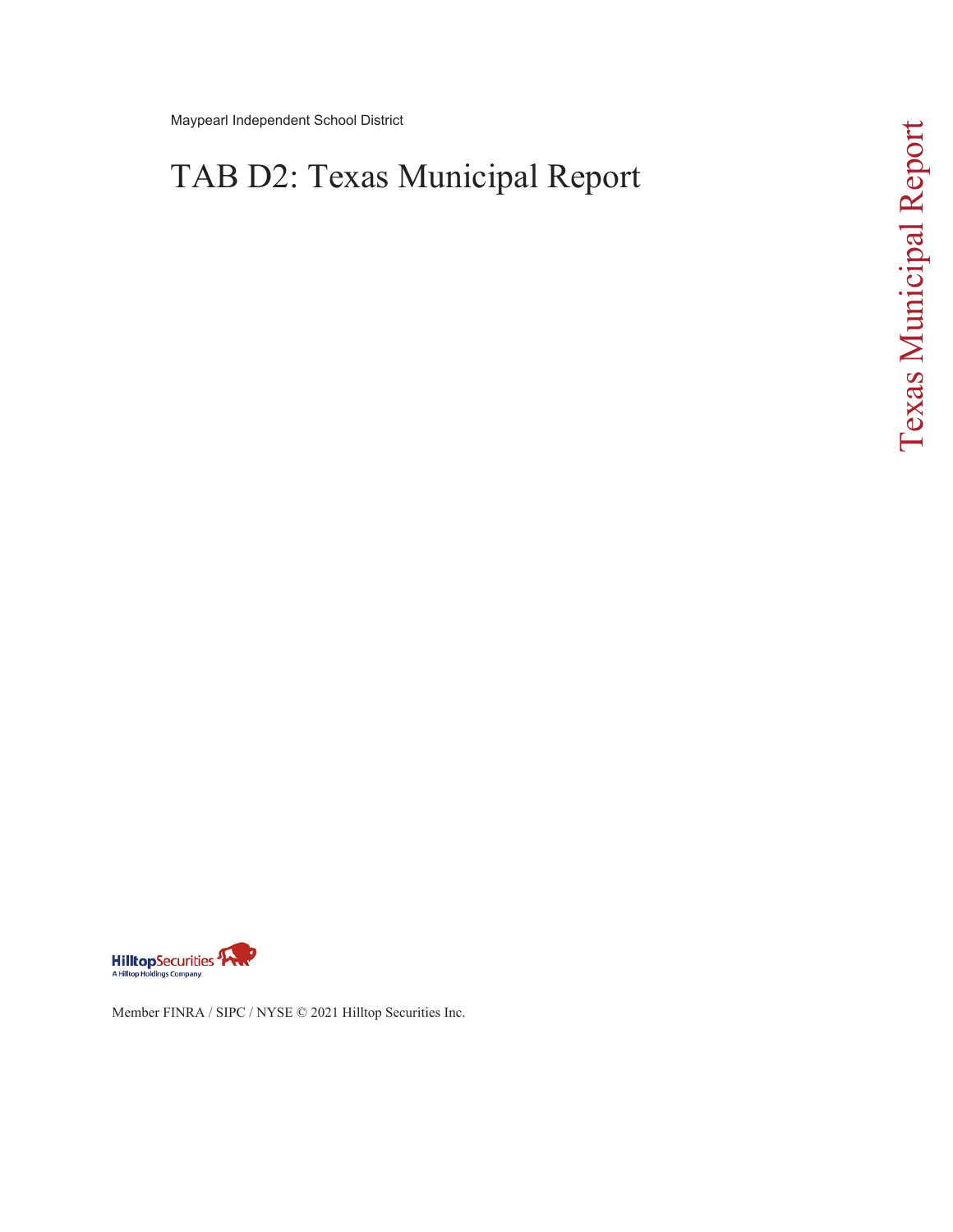Maypearl Independent School District

# TAB D2: Texas Municipal Report

Texas Municipal Report

Hilltop Securities
A Hilltop Holdings Company.

Member FINRA / SIPC / NYSE © 2021 Hilltop Securities Inc.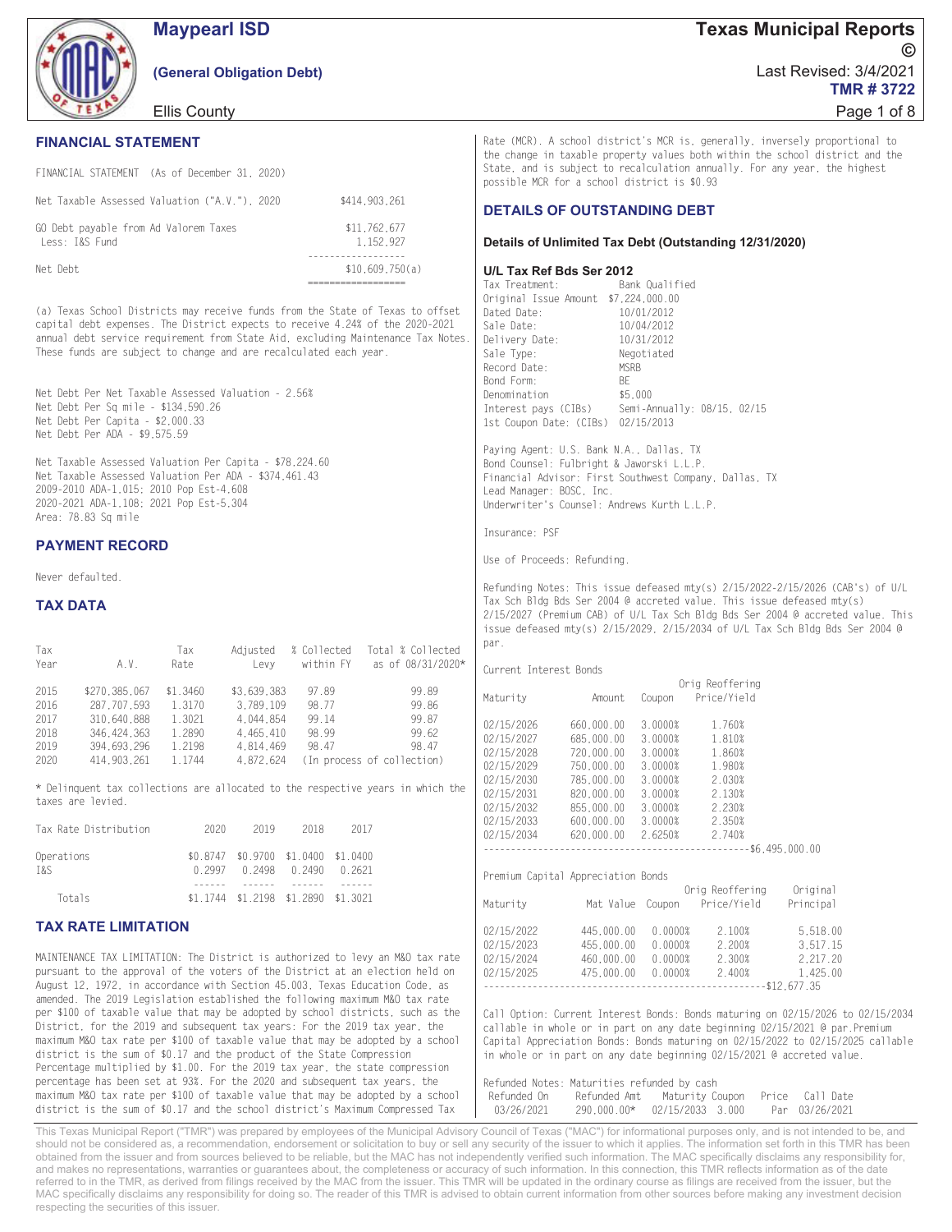# Maypearl ISD

**(General Obligation Debt)**

Ellis County

**Texas Municipal Reports ©**
Last Revised: 3/4/2021
**TMR # 3722**

## FINANCIAL STATEMENT

FINANCIAL STATEMENT (As of December 31, 2020)

| | |
|---|---|
| Net Taxable Assessed Valuation ("A.V."), 2020 | $414,903,261 |
| GO Debt payable from Ad Valorem Taxes | $11,762,677 |
| Less: I&S Fund | 1,152,927 |
| Net Debt | $10,609,750(a) |

(a) Texas School Districts may receive funds from the State of Texas to offset capital debt expenses. The District expects to receive 4.24% of the 2020-2021 annual debt service requirement from State Aid, excluding Maintenance Tax Notes. These funds are subject to change and are recalculated each year.

Net Debt Per Net Taxable Assessed Valuation - 2.56%
Net Debt Per Sq mile - $134,590.26
Net Debt Per Capita - $2,000.33
Net Debt Per ADA - $9,575.59

Net Taxable Assessed Valuation Per Capita - $78,224.60
Net Taxable Assessed Valuation Per ADA - $374,461.43
2009-2010 ADA-1,015; 2010 Pop Est-4,608
2020-2021 ADA-1,108; 2021 Pop Est-5,304
Area: 78.83 Sq mile

## PAYMENT RECORD

Never defaulted.

## TAX DATA

| Tax Year | A.V. | Tax Rate | Adjusted Levy | % Collected within FY | Total % Collected as of 08/31/2020* |
|---|---|---|---|---|---|
| 2015 | $270,385,067 | $1.3460 | $3,639,383 | 97.89 | 99.89 |
| 2016 | 287,707,593 | 1.3170 | 3,789,109 | 98.77 | 99.86 |
| 2017 | 310,640,888 | 1.3021 | 4,044,854 | 99.14 | 99.87 |
| 2018 | 346,424,363 | 1.2890 | 4,465,410 | 98.99 | 99.62 |
| 2019 | 394,693,296 | 1.2198 | 4,814,469 | 98.47 | 98.47 |
| 2020 | 414,903,261 | 1.1744 | 4,872,624 | (In process of collection) | |

\* Delinquent tax collections are allocated to the respective years in which the taxes are levied.

| Tax Rate Distribution | 2020 | 2019 | 2018 | 2017 |
|---|---|---|---|---|
| Operations | $0.8747 | $0.9700 | $1.0400 | $1.0400 |
| I&S | 0.2997 | 0.2498 | 0.2490 | 0.2621 |
| Totals | $1.1744 | $1.2198 | $1.2890 | $1.3021 |

## TAX RATE LIMITATION

MAINTENANCE TAX LIMITATION: The District is authorized to levy an M&O tax rate pursuant to the approval of the voters of the District at an election held on August 12, 1972, in accordance with Section 45.003, Texas Education Code, as amended. The 2019 Legislation established the following maximum M&O tax rate per $100 of taxable value that may be adopted by school districts, such as the District, for the 2019 and subsequent tax years: For the 2019 tax year, the maximum M&O tax rate per $100 of taxable value that may be adopted by a school district is the sum of $0.17 and the product of the State Compression Percentage multiplied by $1.00. For the 2019 tax year, the state compression percentage has been set at 93%. For the 2020 and subsequent tax years, the maximum M&O tax rate per $100 of taxable value that may be adopted by a school district is the sum of $0.17 and the school district's Maximum Compressed Tax Rate (MCR). A school district's MCR is, generally, inversely proportional to the change in taxable property values both within the school district and the State, and is subject to recalculation annually. For any year, the highest possible MCR for a school district is $0.93

## DETAILS OF OUTSTANDING DEBT

### Details of Unlimited Tax Debt (Outstanding 12/31/2020)

### U/L Tax Ref Bds Ser 2012

Tax Treatment: Bank Qualified
Original Issue Amount $7,224,000.00
Dated Date: 10/01/2012
Sale Date: 10/04/2012
Delivery Date: 10/31/2012
Sale Type: Negotiated
Record Date: MSRB
Bond Form: BE
Denomination $5,000
Interest pays (CIBs) Semi-Annually: 08/15, 02/15
1st Coupon Date: (CIBs) 02/15/2013

Paying Agent: U.S. Bank N.A., Dallas, TX
Bond Counsel: Fulbright & Jaworski L.L.P.
Financial Advisor: First Southwest Company, Dallas, TX
Lead Manager: BOSC, Inc.
Underwriter's Counsel: Andrews Kurth L.L.P.

Insurance: PSF

Use of Proceeds: Refunding.

Refunding Notes: This issue defeased mty(s) 2/15/2022-2/15/2026 (CAB's) of U/L Tax Sch Bldg Bds Ser 2004 @ accreted value. This issue defeased mty(s) 2/15/2027 (Premium CAB) of U/L Tax Sch Bldg Bds Ser 2004 @ accreted value. This issue defeased mty(s) 2/15/2029, 2/15/2034 of U/L Tax Sch Bldg Bds Ser 2004 @ par.

Current Interest Bonds

| Maturity | Amount | Coupon | Orig Reoffering Price/Yield |
|---|---|---|---|
| 02/15/2026 | 660,000.00 | 3.0000% | 1.760% |
| 02/15/2027 | 685,000.00 | 3.0000% | 1.810% |
| 02/15/2028 | 720,000.00 | 3.0000% | 1.860% |
| 02/15/2029 | 750,000.00 | 3.0000% | 1.980% |
| 02/15/2030 | 785,000.00 | 3.0000% | 2.030% |
| 02/15/2031 | 820,000.00 | 3.0000% | 2.130% |
| 02/15/2032 | 855,000.00 | 3.0000% | 2.230% |
| 02/15/2033 | 600,000.00 | 3.0000% | 2.350% |
| 02/15/2034 | 620,000.00 | 2.6250% | 2.740% |
| | $6,495,000.00 | | |

Premium Capital Appreciation Bonds

| Maturity | Mat Value | Coupon | Orig Reoffering Price/Yield | Original Principal |
|---|---|---|---|---|
| 02/15/2022 | 445,000.00 | 0.0000% | 2.100% | 5,518.00 |
| 02/15/2023 | 455,000.00 | 0.0000% | 2.200% | 3,517.15 |
| 02/15/2024 | 460,000.00 | 0.0000% | 2.300% | 2,217.20 |
| 02/15/2025 | 475,000.00 | 0.0000% | 2.400% | 1,425.00 |
| | | | | $12,677.35 |

Call Option: Current Interest Bonds: Bonds maturing on 02/15/2026 to 02/15/2034 callable in whole or in part on any date beginning 02/15/2021 @ par. Premium Capital Appreciation Bonds: Bonds maturing on 02/15/2022 to 02/15/2025 callable in whole or in part on any date beginning 02/15/2021 @ accreted value.

Refunded Notes: Maturities refunded by cash

| Refunded On | Refunded Amt | Maturity | Coupon | Price | Call Date |
|---|---|---|---|---|---|
| 03/26/2021 | 290,000.00* | 02/15/2033 | 3.000 | Par | 03/26/2021 |

This Texas Municipal Report ("TMR") was prepared by employees of the Municipal Advisory Council of Texas ("MAC") for informational purposes only, and is not intended to be, and should not be considered as, a recommendation, endorsement or solicitation to buy or sell any security of the issuer to which it applies. The information set forth in this TMR has been obtained from the issuer and from sources believed to be reliable, but the MAC has not independently verified such information. The MAC specifically disclaims any responsibility for, and makes no representations, warranties or guarantees about, the completeness or accuracy of such information. In this connection, this TMR reflects information as of the date referred to in the TMR, as derived from filings received by the MAC from the issuer. This TMR will be updated in the ordinary course as filings are received from the issuer, but the MAC specifically disclaims any responsibility for doing so. The reader of this TMR is advised to obtain current information from other sources before making any investment decision respecting the securities of this issuer.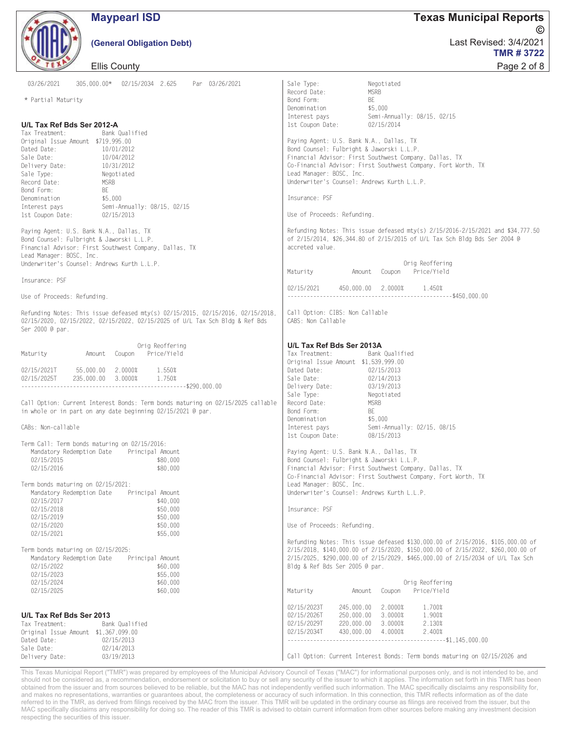| | | | | |
|---|---|---|---|---|
| 03/26/2021 | 305,000.00* | 02/15/2034 | 2.625 | Par 03/26/2021 |

\* Partial Maturity

### U/L Tax Ref Bds Ser 2012-A

Tax Treatment: Bank Qualified
Original Issue Amount $719,995.00
Dated Date: 10/01/2012
Sale Date: 10/04/2012
Delivery Date: 10/31/2012
Sale Type: Negotiated
Record Date: MSRB
Bond Form: BE
Denomination $5,000
Interest pays Semi-Annually: 08/15, 02/15
1st Coupon Date: 02/15/2013

Paying Agent: U.S. Bank N.A., Dallas, TX
Bond Counsel: Fulbright & Jaworski L.L.P.
Financial Advisor: First Southwest Company, Dallas, TX
Lead Manager: BOSC, Inc.
Underwriter's Counsel: Andrews Kurth L.L.P.

Insurance: PSF

Use of Proceeds: Refunding.

Refunding Notes: This issue defeased mty(s) 02/15/2015, 02/15/2016, 02/15/2018, 02/15/2020, 02/15/2022, 02/15/2022, 02/15/2025 of U/L Tax Sch Bldg & Ref Bds Ser 2000 @ par.

| Maturity | Amount | Coupon | Orig Reoffering Price/Yield |
|---|---|---|---|
| 02/15/2021T | 55,000.00 | 2.0000% | 1.550% |
| 02/15/2025T | 235,000.00 | 3.0000% | 1.750% |
| | | | $290,000.00 |

Call Option: Current Interest Bonds: Term bonds maturing on 02/15/2025 callable in whole or in part on any date beginning 02/15/2021 @ par.

CABs: Non-callable

Term Call: Term bonds maturing on 02/15/2016:

| Mandatory Redemption Date | Principal Amount |
|---|---|
| 02/15/2015 | $80,000 |
| 02/15/2016 | $80,000 |

Term bonds maturing on 02/15/2021:

| Mandatory Redemption Date | Principal Amount |
|---|---|
| 02/15/2017 | $40,000 |
| 02/15/2018 | $50,000 |
| 02/15/2019 | $50,000 |
| 02/15/2020 | $50,000 |
| 02/15/2021 | $55,000 |

Term bonds maturing on 02/15/2025:

| Mandatory Redemption Date | Principal Amount |
|---|---|
| 02/15/2022 | $60,000 |
| 02/15/2023 | $55,000 |
| 02/15/2024 | $60,000 |
| 02/15/2025 | $60,000 |

### U/L Tax Ref Bds Ser 2013

Tax Treatment: Bank Qualified
Original Issue Amount $1,367,099.00
Dated Date: 02/15/2013
Sale Date: 02/14/2013
Delivery Date: 03/19/2013
Sale Type: Negotiated
Record Date: MSRB
Bond Form: BE
Denomination $5,000
Interest pays Semi-Annually: 08/15, 02/15
1st Coupon Date: 02/15/2014

Paying Agent: U.S. Bank N.A., Dallas, TX
Bond Counsel: Fulbright & Jaworski L.L.P.
Financial Advisor: First Southwest Company, Dallas, TX
Co-Financial Advisor: First Southwest Company, Fort Worth, TX
Lead Manager: BOSC, Inc.
Underwriter's Counsel: Andrews Kurth L.L.P.

Insurance: PSF

Use of Proceeds: Refunding.

Refunding Notes: This issue defeased mty(s) 2/15/2016-2/15/2021 and $34,777.50 of 2/15/2014, $26,344.80 of 2/15/2015 of U/L Tax Sch Bldg Bds Ser 2004 @ accreted value.

| Maturity | Amount | Coupon | Orig Reoffering Price/Yield |
|---|---|---|---|
| 02/15/2021 | 450,000.00 | 2.0000% | 1.450% |
| | | | $450,000.00 |

Call Option: CIBS: Non Callable
CABS: Non Callable

### U/L Tax Ref Bds Ser 2013A

Tax Treatment: Bank Qualified
Original Issue Amount $1,539,999.00
Dated Date: 02/15/2013
Sale Date: 02/14/2013
Delivery Date: 03/19/2013
Sale Type: Negotiated
Record Date: MSRB
Bond Form: BE
Denomination $5,000
Interest pays Semi-Annually: 02/15, 08/15
1st Coupon Date: 08/15/2013

Paying Agent: U.S. Bank N.A., Dallas, TX
Bond Counsel: Fulbright & Jaworski L.L.P.
Financial Advisor: First Southwest Company, Dallas, TX
Co-Financial Advisor: First Southwest Company, Fort Worth, TX
Lead Manager: BOSC, Inc.
Underwriter's Counsel: Andrews Kurth L.L.P.

Insurance: PSF

Use of Proceeds: Refunding.

Refunding Notes: This issue defeased $130,000.00 of 2/15/2016, $105,000.00 of 2/15/2018, $140,000.00 of 2/15/2020, $150,000.00 of 2/15/2022, $260,000.00 of 2/15/2025, $290,000.00 of 2/15/2029, $465,000.00 of 2/15/2034 of U/L Tax Sch Bldg & Ref Bds Ser 2005 @ par.

| Maturity | Amount | Coupon | Orig Reoffering Price/Yield |
|---|---|---|---|
| 02/15/2023T | 245,000.00 | 2.0000% | 1.700% |
| 02/15/2026T | 250,000.00 | 3.0000% | 1.900% |
| 02/15/2029T | 220,000.00 | 3.0000% | 2.130% |
| 02/15/2034T | 430,000.00 | 4.0000% | 2.400% |
| | | | $1,145,000.00 |

Call Option: Current Interest Bonds: Term bonds maturing on 02/15/2026 and

This Texas Municipal Report ("TMR") was prepared by employees of the Municipal Advisory Council of Texas ("MAC") for informational purposes only, and is not intended to be, and should not be considered as, a recommendation, endorsement or solicitation to buy or sell any security of the issuer to which it applies. The information set forth in this TMR has been obtained from the issuer and from sources believed to be reliable, but the MAC has not independently verified such information. The MAC specifically disclaims any responsibility for, and makes no representations, warranties or guarantees about, the completeness or accuracy of such information. In this connection, this TMR reflects information as of the date referred to in the TMR, as derived from filings received by the MAC from the issuer. This TMR will be updated in the ordinary course as filings are received from the issuer, but the MAC specifically disclaims any responsibility for doing so. The reader of this TMR is advised to obtain current information from other sources before making any investment decision respecting the securities of this issuer.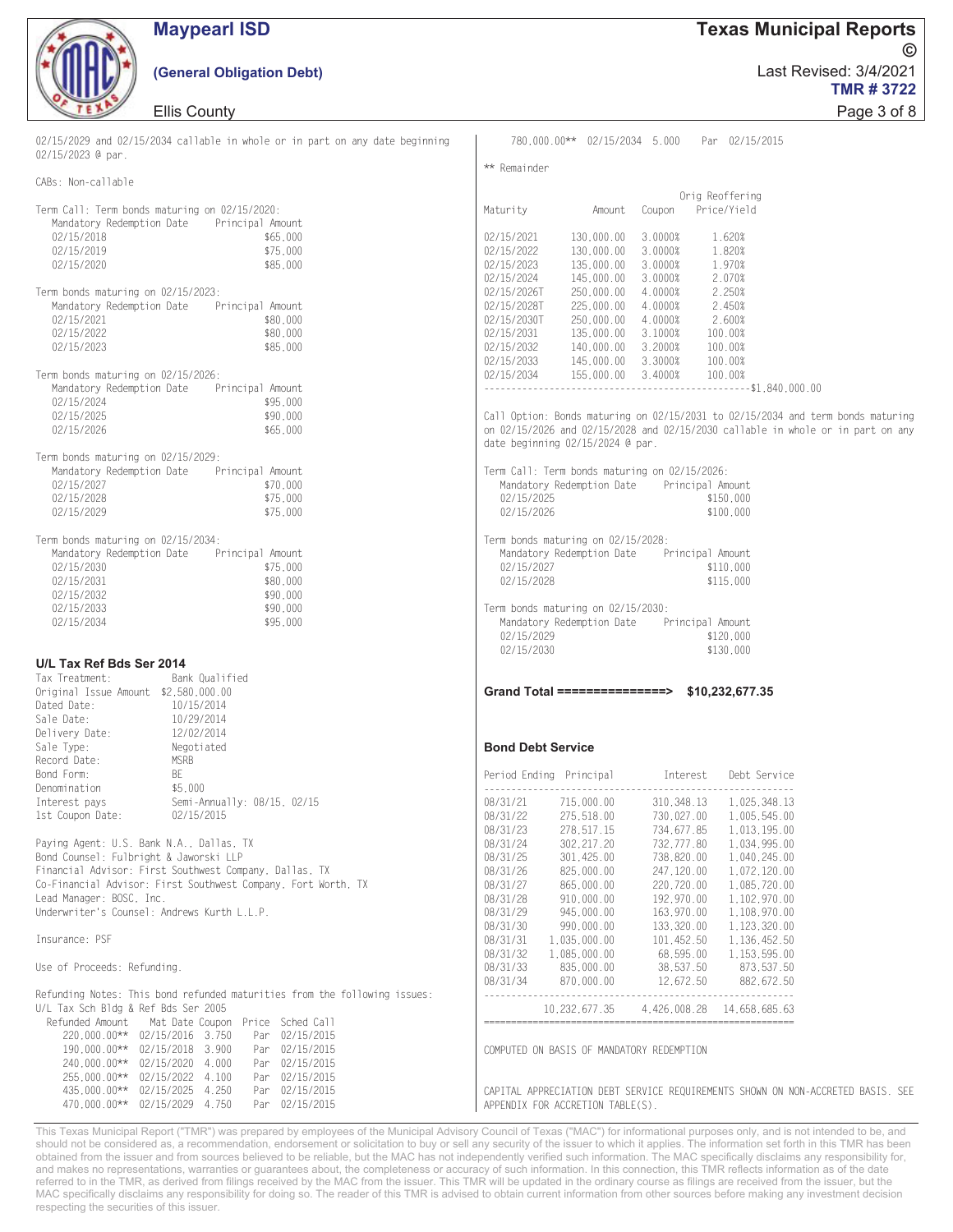02/15/2029 and 02/15/2034 callable in whole or in part on any date beginning 02/15/2023 @ par.

CABs: Non-callable

Term Call: Term bonds maturing on 02/15/2020:

| Mandatory Redemption Date | Principal Amount |
|---|---|
| 02/15/2018 | $65,000 |
| 02/15/2019 | $75,000 |
| 02/15/2020 | $85,000 |

Term bonds maturing on 02/15/2023:

| Mandatory Redemption Date | Principal Amount |
|---|---|
| 02/15/2021 | $80,000 |
| 02/15/2022 | $80,000 |
| 02/15/2023 | $85,000 |

Term bonds maturing on 02/15/2026:

| Mandatory Redemption Date | Principal Amount |
|---|---|
| 02/15/2024 | $95,000 |
| 02/15/2025 | $90,000 |
| 02/15/2026 | $65,000 |

Term bonds maturing on 02/15/2029:

| Mandatory Redemption Date | Principal Amount |
|---|---|
| 02/15/2027 | $70,000 |
| 02/15/2028 | $75,000 |
| 02/15/2029 | $75,000 |

Term bonds maturing on 02/15/2034:

| Mandatory Redemption Date | Principal Amount |
|---|---|
| 02/15/2030 | $75,000 |
| 02/15/2031 | $80,000 |
| 02/15/2032 | $90,000 |
| 02/15/2033 | $90,000 |
| 02/15/2034 | $95,000 |

### U/L Tax Ref Bds Ser 2014

Tax Treatment: Bank Qualified
Original Issue Amount $2,580,000.00
Dated Date: 10/15/2014
Sale Date: 10/29/2014
Delivery Date: 12/02/2014
Sale Type: Negotiated
Record Date: MSRB
Bond Form: BE
Denomination $5,000
Interest pays Semi-Annually: 08/15, 02/15
1st Coupon Date: 02/15/2015

Paying Agent: U.S. Bank N.A., Dallas, TX
Bond Counsel: Fulbright & Jaworski LLP
Financial Advisor: First Southwest Company, Dallas, TX
Co-Financial Advisor: First Southwest Company, Fort Worth, TX
Lead Manager: BOSC, Inc.
Underwriter's Counsel: Andrews Kurth L.L.P.

Insurance: PSF

Use of Proceeds: Refunding.

Refunding Notes: This bond refunded maturities from the following issues:
U/L Tax Sch Bldg & Ref Bds Ser 2005

| Refunded Amount | Mat Date | Coupon | Price | Sched Call |
|---|---|---|---|---|
| 220,000.00** | 02/15/2016 | 3.750 | Par | 02/15/2015 |
| 190,000.00** | 02/15/2018 | 3.900 | Par | 02/15/2015 |
| 240,000.00** | 02/15/2020 | 4.000 | Par | 02/15/2015 |
| 255,000.00** | 02/15/2022 | 4.100 | Par | 02/15/2015 |
| 435,000.00** | 02/15/2025 | 4.250 | Par | 02/15/2015 |
| 470,000.00** | 02/15/2029 | 4.750 | Par | 02/15/2015 |
| 780,000.00** | 02/15/2034 | 5.000 | Par | 02/15/2015 |

** Remainder

| Maturity | Amount | Coupon | Orig Reoffering Price/Yield |
|---|---|---|---|
| 02/15/2021 | 130,000.00 | 3.0000% | 1.620% |
| 02/15/2022 | 130,000.00 | 3.0000% | 1.820% |
| 02/15/2023 | 135,000.00 | 3.0000% | 1.970% |
| 02/15/2024 | 145,000.00 | 3.0000% | 2.070% |
| 02/15/2026T | 250,000.00 | 4.0000% | 2.250% |
| 02/15/2028T | 225,000.00 | 4.0000% | 2.450% |
| 02/15/2030T | 250,000.00 | 4.0000% | 2.600% |
| 02/15/2031 | 135,000.00 | 3.1000% | 100.00% |
| 02/15/2032 | 140,000.00 | 3.2000% | 100.00% |
| 02/15/2033 | 145,000.00 | 3.3000% | 100.00% |
| 02/15/2034 | 155,000.00 | 3.4000% | 100.00% |
| | | | $1,840,000.00 |

Call Option: Bonds maturing on 02/15/2031 to 02/15/2034 and term bonds maturing on 02/15/2026 and 02/15/2028 and 02/15/2030 callable in whole or in part on any date beginning 02/15/2024 @ par.

Term Call: Term bonds maturing on 02/15/2026:

| Mandatory Redemption Date | Principal Amount |
|---|---|
| 02/15/2025 | $150,000 |
| 02/15/2026 | $100,000 |

Term bonds maturing on 02/15/2028:

| Mandatory Redemption Date | Principal Amount |
|---|---|
| 02/15/2027 | $110,000 |
| 02/15/2028 | $115,000 |

Term bonds maturing on 02/15/2030:

| Mandatory Redemption Date | Principal Amount |
|---|---|
| 02/15/2029 | $120,000 |
| 02/15/2030 | $130,000 |

**Grand Total ===============> $10,232,677.35**

### Bond Debt Service

| Period Ending | Principal | Interest | Debt Service |
|---|---|---|---|
| 08/31/21 | 715,000.00 | 310,348.13 | 1,025,348.13 |
| 08/31/22 | 275,518.00 | 730,027.00 | 1,005,545.00 |
| 08/31/23 | 278,517.15 | 734,677.85 | 1,013,195.00 |
| 08/31/24 | 302,217.20 | 732,777.80 | 1,034,995.00 |
| 08/31/25 | 301,425.00 | 738,820.00 | 1,040,245.00 |
| 08/31/26 | 825,000.00 | 247,120.00 | 1,072,120.00 |
| 08/31/27 | 865,000.00 | 220,720.00 | 1,085,720.00 |
| 08/31/28 | 910,000.00 | 192,970.00 | 1,102,970.00 |
| 08/31/29 | 945,000.00 | 163,970.00 | 1,108,970.00 |
| 08/31/30 | 990,000.00 | 133,320.00 | 1,123,320.00 |
| 08/31/31 | 1,035,000.00 | 101,452.50 | 1,136,452.50 |
| 08/31/32 | 1,085,000.00 | 68,595.00 | 1,153,595.00 |
| 08/31/33 | 835,000.00 | 38,537.50 | 873,537.50 |
| 08/31/34 | 870,000.00 | 12,672.50 | 882,672.50 |
| | 10,232,677.35 | 4,426,008.28 | 14,658,685.63 |

COMPUTED ON BASIS OF MANDATORY REDEMPTION

CAPITAL APPRECIATION DEBT SERVICE REQUIREMENTS SHOWN ON NON-ACCRETED BASIS. SEE APPENDIX FOR ACCRETION TABLE(S).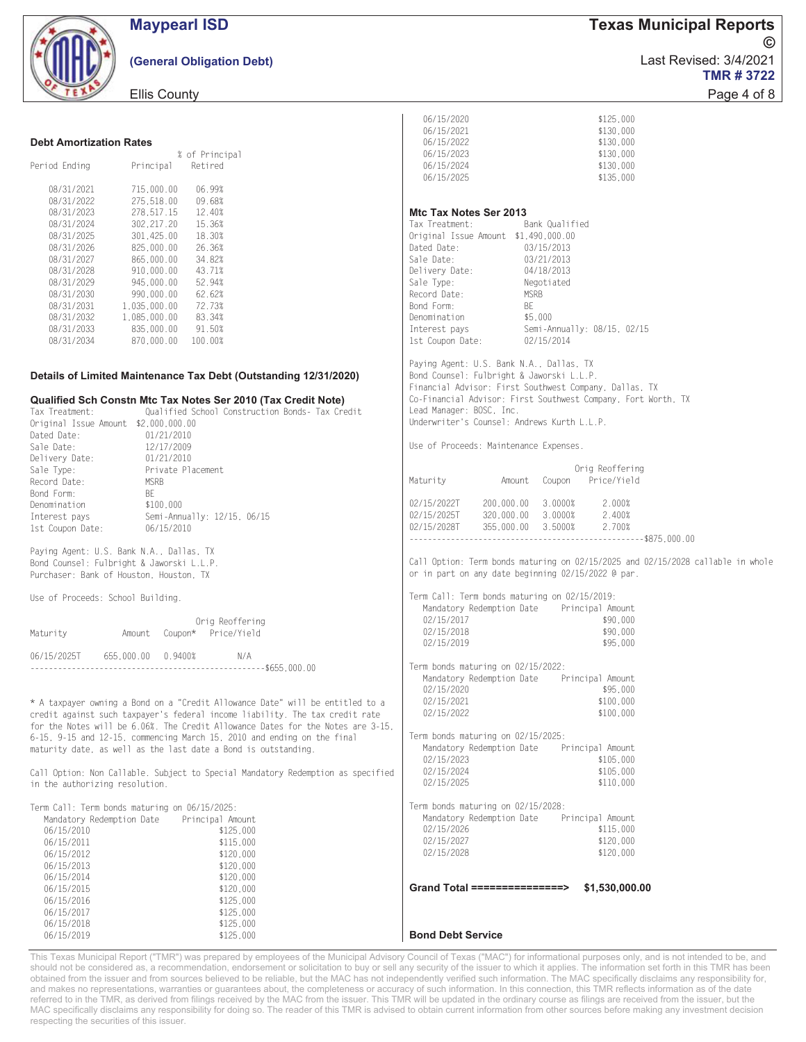### Debt Amortization Rates

| Period Ending | Principal | % of Principal Retired |
|---|---|---|
| 08/31/2021 | 715,000.00 | 06.99% |
| 08/31/2022 | 275,518.00 | 09.68% |
| 08/31/2023 | 278,517.15 | 12.40% |
| 08/31/2024 | 302,217.20 | 15.36% |
| 08/31/2025 | 301,425.00 | 18.30% |
| 08/31/2026 | 825,000.00 | 26.36% |
| 08/31/2027 | 865,000.00 | 34.82% |
| 08/31/2028 | 910,000.00 | 43.71% |
| 08/31/2029 | 945,000.00 | 52.94% |
| 08/31/2030 | 990,000.00 | 62.62% |
| 08/31/2031 | 1,035,000.00 | 72.73% |
| 08/31/2032 | 1,085,000.00 | 83.34% |
| 08/31/2033 | 835,000.00 | 91.50% |
| 08/31/2034 | 870,000.00 | 100.00% |

### Details of Limited Maintenance Tax Debt (Outstanding 12/31/2020)

#### Qualified Sch Constn Mtc Tax Notes Ser 2010 (Tax Credit Note)

Tax Treatment: Qualified School Construction Bonds- Tax Credit
Original Issue Amount $2,000,000.00
Dated Date: 01/21/2010
Sale Date: 12/17/2009
Delivery Date: 01/21/2010
Sale Type: Private Placement
Record Date: MSRB
Bond Form: BE
Denomination $100,000
Interest pays Semi-Annually: 12/15, 06/15
1st Coupon Date: 06/15/2010

Paying Agent: U.S. Bank N.A., Dallas, TX
Bond Counsel: Fulbright & Jaworski L.L.P.
Purchaser: Bank of Houston, Houston, TX

Use of Proceeds: School Building.

| Maturity | Amount | Coupon* | Orig Reoffering Price/Yield |
|---|---|---|---|
| 06/15/2025T | 655,000.00 | 0.9400% | N/A |
| | | | $655,000.00 |

* A taxpayer owning a Bond on a "Credit Allowance Date" will be entitled to a credit against such taxpayer's federal income liability. The tax credit rate for the Notes will be 6.06%. The Credit Allowance Dates for the Notes are 3-15, 6-15, 9-15 and 12-15, commencing March 15, 2010 and ending on the final maturity date, as well as the last date a Bond is outstanding.

Call Option: Non Callable. Subject to Special Mandatory Redemption as specified in the authorizing resolution.

Term Call: Term bonds maturing on 06/15/2025:

| Mandatory Redemption Date | Principal Amount |
|---|---|
| 06/15/2010 | $125,000 |
| 06/15/2011 | $115,000 |
| 06/15/2012 | $120,000 |
| 06/15/2013 | $120,000 |
| 06/15/2014 | $120,000 |
| 06/15/2015 | $120,000 |
| 06/15/2016 | $125,000 |
| 06/15/2017 | $125,000 |
| 06/15/2018 | $125,000 |
| 06/15/2019 | $125,000 |
| 06/15/2020 | $125,000 |
| 06/15/2021 | $130,000 |
| 06/15/2022 | $130,000 |
| 06/15/2023 | $130,000 |
| 06/15/2024 | $130,000 |
| 06/15/2025 | $135,000 |

#### Mtc Tax Notes Ser 2013

Tax Treatment: Bank Qualified
Original Issue Amount $1,490,000.00
Dated Date: 03/15/2013
Sale Date: 03/21/2013
Delivery Date: 04/18/2013
Sale Type: Negotiated
Record Date: MSRB
Bond Form: BE
Denomination $5,000
Interest pays Semi-Annually: 08/15, 02/15
1st Coupon Date: 02/15/2014

Paying Agent: U.S. Bank N.A., Dallas, TX
Bond Counsel: Fulbright & Jaworski L.L.P.
Financial Advisor: First Southwest Company, Dallas, TX
Co-Financial Advisor: First Southwest Company, Fort Worth, TX
Lead Manager: BOSC, Inc.
Underwriter's Counsel: Andrews Kurth L.L.P.

Use of Proceeds: Maintenance Expenses.

| Maturity | Amount | Coupon | Orig Reoffering Price/Yield |
|---|---|---|---|
| 02/15/2022T | 200,000.00 | 3.0000% | 2.000% |
| 02/15/2025T | 320,000.00 | 3.0000% | 2.400% |
| 02/15/2028T | 355,000.00 | 3.5000% | 2.700% |
| | | | $875,000.00 |

Call Option: Term bonds maturing on 02/15/2025 and 02/15/2028 callable in whole or in part on any date beginning 02/15/2022 @ par.

Term Call: Term bonds maturing on 02/15/2019:

| Mandatory Redemption Date | Principal Amount |
|---|---|
| 02/15/2017 | $90,000 |
| 02/15/2018 | $90,000 |
| 02/15/2019 | $95,000 |

Term bonds maturing on 02/15/2022:

| Mandatory Redemption Date | Principal Amount |
|---|---|
| 02/15/2020 | $95,000 |
| 02/15/2021 | $100,000 |
| 02/15/2022 | $100,000 |

Term bonds maturing on 02/15/2025:

| Mandatory Redemption Date | Principal Amount |
|---|---|
| 02/15/2023 | $105,000 |
| 02/15/2024 | $105,000 |
| 02/15/2025 | $110,000 |

Term bonds maturing on 02/15/2028:

| Mandatory Redemption Date | Principal Amount |
|---|---|
| 02/15/2026 | $115,000 |
| 02/15/2027 | $120,000 |
| 02/15/2028 | $120,000 |

**Grand Total ===============> $1,530,000.00**

### Bond Debt Service

This Texas Municipal Report ("TMR") was prepared by employees of the Municipal Advisory Council of Texas ("MAC") for informational purposes only, and is not intended to be, and should not be considered as, a recommendation, endorsement or solicitation to buy or sell any security of the issuer to which it applies. The information set forth in this TMR has been obtained from the issuer and from sources believed to be reliable, but the MAC has not independently verified such information. The MAC specifically disclaims any responsibility for, and makes no representations, warranties or guarantees about, the completeness or accuracy of such information. In this connection, this TMR reflects information as of the date referred to in the TMR, as derived from filings received by the MAC from the issuer. This TMR will be updated in the ordinary course as filings are received from the issuer, but the MAC specifically disclaims any responsibility for doing so. The reader of this TMR is advised to obtain current information from other sources before making any investment decision respecting the securities of this issuer.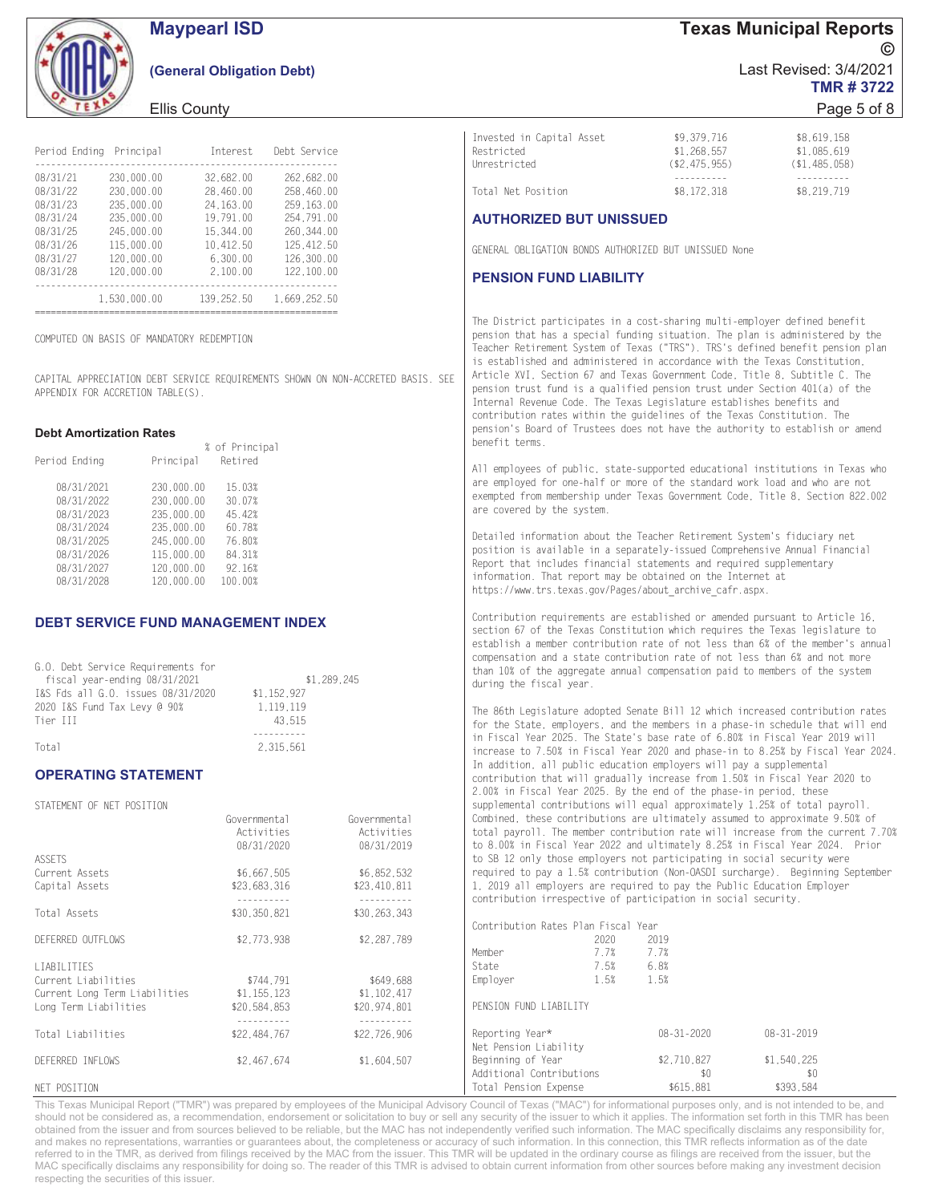| Period Ending | Principal | Interest | Debt Service |
|---|---|---|---|
| 08/31/21 | 230,000.00 | 32,682.00 | 262,682.00 |
| 08/31/22 | 230,000.00 | 28,460.00 | 258,460.00 |
| 08/31/23 | 235,000.00 | 24,163.00 | 259,163.00 |
| 08/31/24 | 235,000.00 | 19,791.00 | 254,791.00 |
| 08/31/25 | 245,000.00 | 15,344.00 | 260,344.00 |
| 08/31/26 | 115,000.00 | 10,412.50 | 125,412.50 |
| 08/31/27 | 120,000.00 | 6,300.00 | 126,300.00 |
| 08/31/28 | 120,000.00 | 2,100.00 | 122,100.00 |
| | 1,530,000.00 | 139,252.50 | 1,669,252.50 |

COMPUTED ON BASIS OF MANDATORY REDEMPTION

CAPITAL APPRECIATION DEBT SERVICE REQUIREMENTS SHOWN ON NON-ACCRETED BASIS. SEE APPENDIX FOR ACCRETION TABLE(S).

### Debt Amortization Rates

| Period Ending | Principal | % of Principal Retired |
|---|---|---|
| 08/31/2021 | 230,000.00 | 15.03% |
| 08/31/2022 | 230,000.00 | 30.07% |
| 08/31/2023 | 235,000.00 | 45.42% |
| 08/31/2024 | 235,000.00 | 60.78% |
| 08/31/2025 | 245,000.00 | 76.80% |
| 08/31/2026 | 115,000.00 | 84.31% |
| 08/31/2027 | 120,000.00 | 92.16% |
| 08/31/2028 | 120,000.00 | 100.00% |

## DEBT SERVICE FUND MANAGEMENT INDEX

| | | |
|---|---|---|
| G.O. Debt Service Requirements for fiscal year-ending 08/31/2021 | | $1,289,245 |
| I&S Fds all G.O. issues 08/31/2020 | $1,152,927 | |
| 2020 I&S Fund Tax Levy @ 90% | 1,119,119 | |
| Tier III | 43,515 | |
| Total | 2,315,561 | |

## OPERATING STATEMENT

STATEMENT OF NET POSITION

| | Governmental Activities 08/31/2020 | Governmental Activities 08/31/2019 |
|---|---|---|
| ASSETS | | |
| Current Assets | $6,667,505 | $6,852,532 |
| Capital Assets | $23,683,316 | $23,410,811 |
| Total Assets | $30,350,821 | $30,263,343 |
| DEFERRED OUTFLOWS | $2,773,938 | $2,287,789 |
| LIABILITIES | | |
| Current Liabilities | $744,791 | $649,688 |
| Current Long Term Liabilities | $1,155,123 | $1,102,417 |
| Long Term Liabilities | $20,584,853 | $20,974,801 |
| Total Liabilities | $22,484,767 | $22,726,906 |
| DEFERRED INFLOWS | $2,467,674 | $1,604,507 |
| NET POSITION | | |
| Invested in Capital Asset | $9,379,716 | $8,619,158 |
| Restricted | $1,268,557 | $1,085,619 |
| Unrestricted | ($2,475,955) | ($1,485,058) |
| Total Net Position | $8,172,318 | $8,219,719 |

## AUTHORIZED BUT UNISSUED

GENERAL OBLIGATION BONDS AUTHORIZED BUT UNISSUED None

## PENSION FUND LIABILITY

The District participates in a cost-sharing multi-employer defined benefit pension that has a special funding situation. The plan is administered by the Teacher Retirement System of Texas ("TRS"). TRS's defined benefit pension plan is established and administered in accordance with the Texas Constitution, Article XVI, Section 67 and Texas Government Code, Title 8, Subtitle C. The pension trust fund is a qualified pension trust under Section 401(a) of the Internal Revenue Code. The Texas Legislature establishes benefits and contribution rates within the guidelines of the Texas Constitution. The pension's Board of Trustees does not have the authority to establish or amend benefit terms.

All employees of public, state-supported educational institutions in Texas who are employed for one-half or more of the standard work load and who are not exempted from membership under Texas Government Code, Title 8, Section 822.002 are covered by the system.

Detailed information about the Teacher Retirement System's fiduciary net position is available in a separately-issued Comprehensive Annual Financial Report that includes financial statements and required supplementary information. That report may be obtained on the Internet at https://www.trs.texas.gov/Pages/about_archive_cafr.aspx.

Contribution requirements are established or amended pursuant to Article 16, section 67 of the Texas Constitution which requires the Texas legislature to establish a member contribution rate of not less than 6% of the member's annual compensation and a state contribution rate of not less than 6% and not more than 10% of the aggregate annual compensation paid to members of the system during the fiscal year.

The 86th Legislature adopted Senate Bill 12 which increased contribution rates for the State, employers, and the members in a phase-in schedule that will end in Fiscal Year 2025. The State's base rate of 6.80% in Fiscal Year 2019 will increase to 7.50% in Fiscal Year 2020 and phase-in to 8.25% by Fiscal Year 2024. In addition, all public education employers will pay a supplemental contribution that will gradually increase from 1.50% in Fiscal Year 2020 to 2.00% in Fiscal Year 2025. By the end of the phase-in period, these supplemental contributions will equal approximately 1.25% of total payroll. Combined, these contributions are ultimately assumed to approximate 9.50% of total payroll. The member contribution rate will increase from the current 7.70% to 8.00% in Fiscal Year 2022 and ultimately 8.25% in Fiscal Year 2024. Prior to SB 12 only those employers not participating in social security were required to pay a 1.5% contribution (Non-OASDI surcharge). Beginning September 1, 2019 all employers are required to pay the Public Education Employer contribution irrespective of participation in social security.

Contribution Rates Plan Fiscal Year

| | 2020 | 2019 |
|---|---|---|
| Member | 7.7% | 7.7% |
| State | 7.5% | 6.8% |
| Employer | 1.5% | 1.5% |

PENSION FUND LIABILITY

| Reporting Year* | 08-31-2020 | 08-31-2019 |
|---|---|---|
| Net Pension Liability | | |
| Beginning of Year | $2,710,827 | $1,540,225 |
| Additional Contributions | $0 | $0 |
| Total Pension Expense | $615,881 | $393,584 |

This Texas Municipal Report ("TMR") was prepared by employees of the Municipal Advisory Council of Texas ("MAC") for informational purposes only, and is not intended to be, and should not be considered as, a recommendation, endorsement or solicitation to buy or sell any security of the issuer to which it applies. The information set forth in this TMR has been obtained from the issuer and from sources believed to be reliable, but the MAC has not independently verified such information. The MAC specifically disclaims any responsibility for, and makes no representations, warranties or guarantees about, the completeness or accuracy of such information. In this connection, this TMR reflects information as of the date referred to in the TMR, as derived from filings received by the MAC from the issuer. This TMR will be updated in the ordinary course as filings are received from the issuer, but the MAC specifically disclaims any responsibility for doing so. The reader of this TMR is advised to obtain current information from other sources before making any investment decision respecting the securities of this issuer.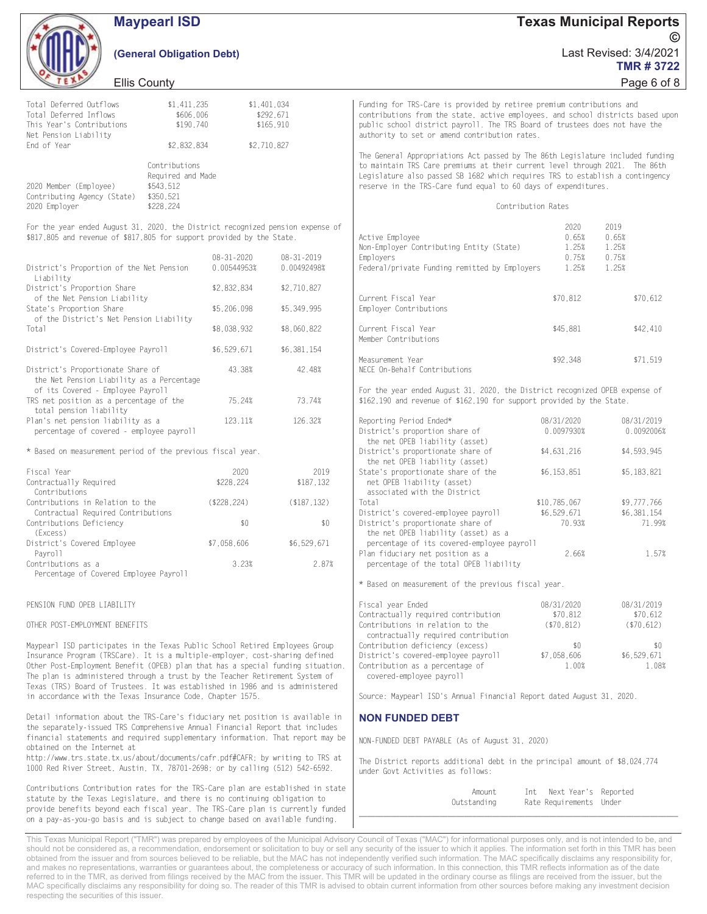| | | |
|---|---|---|
| Total Deferred Outflows | $1,411,235 | $1,401,034 |
| Total Deferred Inflows | $606,006 | $292,671 |
| This Year's Contributions | $190,740 | $165,910 |
| Net Pension Liability End of Year | $2,832,834 | $2,710,827 |

| | Contributions Required and Made |
|---|---|
| 2020 Member (Employee) | $543,512 |
| Contributing Agency (State) | $350,521 |
| 2020 Employer | $228,224 |

For the year ended August 31, 2020, the District recognized pension expense of $817,805 and revenue of $817,805 for support provided by the State.

| | 08-31-2020 | 08-31-2019 |
|---|---|---|
| District's Proportion of the Net Pension Liability | 0.00544953% | 0.00492498% |
| District's Proportion Share of the Net Pension Liability | $2,832,834 | $2,710,827 |
| State's Proportion Share of the District's Net Pension Liability | $5,206,098 | $5,349,995 |
| Total | $8,038,932 | $8,060,822 |
| District's Covered-Employee Payroll | $6,529,671 | $6,381,154 |
| District's Proportionate Share of the Net Pension Liability as a Percentage of its Covered - Employee Payroll | 43.38% | 42.48% |
| TRS net position as a percentage of the total pension liability | 75.24% | 73.74% |
| Plan's net pension liability as a percentage of covered - employee payroll | 123.11% | 126.32% |

* Based on measurement period of the previous fiscal year.

| Fiscal Year | 2020 | 2019 |
|---|---|---|
| Contractually Required Contributions | $228,224 | $187,132 |
| Contributions in Relation to the Contractual Required Contributions | ($228,224) | ($187,132) |
| Contributions Deficiency (Excess) | $0 | $0 |
| District's Covered Employee Payroll | $7,058,606 | $6,529,671 |
| Contributions as a Percentage of Covered Employee Payroll | 3.23% | 2.87% |

PENSION FUND OPEB LIABILITY

OTHER POST-EMPLOYMENT BENEFITS

Maypearl ISD participates in the Texas Public School Retired Employees Group Insurance Program (TRSCare). It is a multiple-employer, cost-sharing defined Other Post-Employment Benefit (OPEB) plan that has a special funding situation. The plan is administered through a trust by the Teacher Retirement System of Texas (TRS) Board of Trustees. It was established in 1986 and is administered in accordance with the Texas Insurance Code, Chapter 1575.

Detail information about the TRS-Care's fiduciary net position is available in the separately-issued TRS Comprehensive Annual Financial Report that includes financial statements and required supplementary information. That report may be obtained on the Internet at http://www.trs.state.tx.us/about/documents/cafr.pdf#CAFR; by writing to TRS at 1000 Red River Street, Austin, TX, 78701-2698; or by calling (512) 542-6592.

Contributions Contribution rates for the TRS-Care plan are established in state statute by the Texas Legislature, and there is no continuing obligation to provide benefits beyond each fiscal year. The TRS-Care plan is currently funded on a pay-as-you-go basis and is subject to change based on available funding. Funding for TRS-Care is provided by retiree premium contributions and contributions from the state, active employees, and school districts based upon public school district payroll. The TRS Board of trustees does not have the authority to set or amend contribution rates.

The General Appropriations Act passed by The 86th Legislature included funding to maintain TRS Care premiums at their current level through 2021. The 86th Legislature also passed SB 1682 which requires TRS to establish a contingency reserve in the TRS-Care fund equal to 60 days of expenditures.

Contribution Rates

| | 2020 | 2019 |
|---|---|---|
| Active Employee | 0.65% | 0.65% |
| Non-Employer Contributing Entity (State) | 1.25% | 1.25% |
| Employers | 0.75% | 0.75% |
| Federal/private Funding remitted by Employers | 1.25% | 1.25% |
| Current Fiscal Year Employer Contributions | $70,812 | $70,612 |
| Current Fiscal Year Member Contributions | $45,881 | $42,410 |
| Measurement Year NECE On-Behalf Contributions | $92,348 | $71,519 |

For the year ended August 31, 2020, the District recognized OPEB expense of $162,190 and revenue of $162,190 for support provided by the State.

| Reporting Period Ended* | 08/31/2020 | 08/31/2019 |
|---|---|---|
| District's proportion share of the net OPEB liability (asset) | 0.0097930% | 0.0092006% |
| District's proportionate share of the net OPEB liability (asset) | $4,631,216 | $4,593,945 |
| State's proportionate share of the net OPEB liability (asset) associated with the District | $6,153,851 | $5,183,821 |
| Total | $10,785,067 | $9,777,766 |
| District's covered-employee payroll | $6,529,671 | $6,381,154 |
| District's proportionate share of the net OPEB liability (asset) as a percentage of its covered-employee payroll | 70.93% | 71.99% |
| Plan fiduciary net position as a percentage of the total OPEB liability | 2.66% | 1.57% |

* Based on measurement of the previous fiscal year.

| Fiscal year Ended | 08/31/2020 | 08/31/2019 |
|---|---|---|
| Contractually required contribution | $70,812 | $70,612 |
| Contributions in relation to the contractually required contribution | ($70,812) | ($70,612) |
| Contribution deficiency (excess) | $0 | $0 |
| District's covered-employee payroll | $7,058,606 | $6,529,671 |
| Contribution as a percentage of covered-employee payroll | 1.00% | 1.08% |

Source: Maypearl ISD's Annual Financial Report dated August 31, 2020.

## NON FUNDED DEBT

NON-FUNDED DEBT PAYABLE (As of August 31, 2020)

The District reports additional debt in the principal amount of $8,024,774 under Govt Activities as follows:

| | Amount Outstanding | Int Rate | Next Year's Requirements | Reported Under |
|---|---|---|---|---|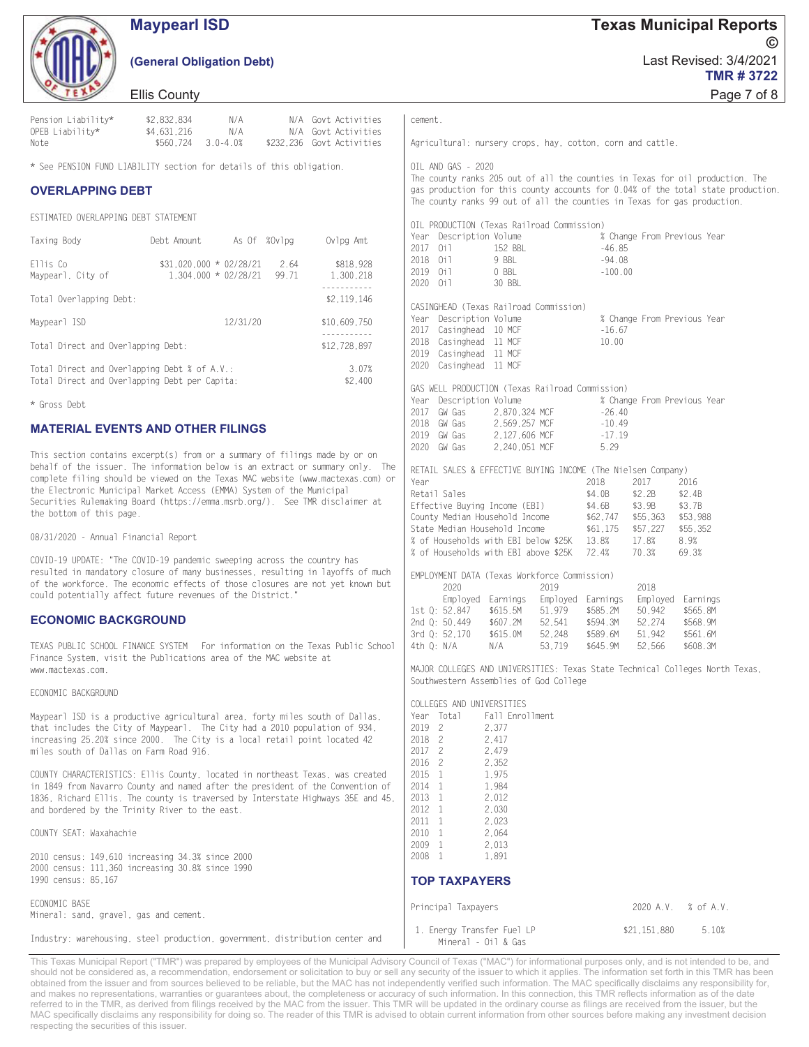| | | | | |
|---|---|---|---|---|
| Pension Liability* | $2,832,834 | N/A | N/A | Govt Activities |
| OPEB Liability* | $4,631,216 | N/A | N/A | Govt Activities |
| Note | $560,724 | 3.0-4.0% | $232,236 | Govt Activities |

* See PENSION FUND LIABILITY section for details of this obligation.

## OVERLAPPING DEBT

ESTIMATED OVERLAPPING DEBT STATEMENT

| Taxing Body | Debt Amount | As Of | %Ovlpg | Ovlpg Amt |
|---|---|---|---|---|
| Ellis Co | $31,020,000 * | 02/28/21 | 2.64 | $818,928 |
| Maypearl, City of | 1,304,000 * | 02/28/21 | 99.71 | 1,300,218 |
| Total Overlapping Debt: | | | | $2,119,146 |
| Maypearl ISD | | 12/31/20 | | $10,609,750 |
| Total Direct and Overlapping Debt: | | | | $12,728,897 |
| Total Direct and Overlapping Debt % of A.V.: | | | | 3.07% |
| Total Direct and Overlapping Debt per Capita: | | | | $2,400 |

* Gross Debt

## MATERIAL EVENTS AND OTHER FILINGS

This section contains excerpt(s) from or a summary of filings made by or on behalf of the issuer. The information below is an extract or summary only. The complete filing should be viewed on the Texas MAC website (www.mactexas.com) or the Electronic Municipal Market Access (EMMA) System of the Municipal Securities Rulemaking Board (https://emma.msrb.org/). See TMR disclaimer at the bottom of this page.

08/31/2020 - Annual Financial Report

COVID-19 UPDATE: "The COVID-19 pandemic sweeping across the country has resulted in mandatory closure of many businesses, resulting in layoffs of much of the workforce. The economic effects of those closures are not yet known but could potentially affect future revenues of the District."

## ECONOMIC BACKGROUND

TEXAS PUBLIC SCHOOL FINANCE SYSTEM For information on the Texas Public School Finance System, visit the Publications area of the MAC website at www.mactexas.com.

ECONOMIC BACKGROUND

Maypearl ISD is a productive agricultural area, forty miles south of Dallas, that includes the City of Maypearl. The City had a 2010 population of 934, increasing 25.20% since 2000. The City is a local retail point located 42 miles south of Dallas on Farm Road 916.

COUNTY CHARACTERISTICS: Ellis County, located in northeast Texas, was created in 1849 from Navarro County and named after the president of the Convention of 1836, Richard Ellis. The county is traversed by Interstate Highways 35E and 45, and bordered by the Trinity River to the east.

COUNTY SEAT: Waxahachie

2010 census: 149,610 increasing 34.3% since 2000
2000 census: 111,360 increasing 30.8% since 1990
1990 census: 85,167

ECONOMIC BASE
Mineral: sand, gravel, gas and cement.

Industry: warehousing, steel production, government, distribution center and cement.

Agricultural: nursery crops, hay, cotton, corn and cattle.

OIL AND GAS - 2020
The county ranks 205 out of all the counties in Texas for oil production. The gas production for this county accounts for 0.04% of the total state production. The county ranks 99 out of all the counties in Texas for gas production.

OIL PRODUCTION (Texas Railroad Commission)

| Year | Description | Volume | % Change From Previous Year |
|---|---|---|---|
| 2017 | Oil | 152 BBL | -46.85 |
| 2018 | Oil | 9 BBL | -94.08 |
| 2019 | Oil | 0 BBL | -100.00 |
| 2020 | Oil | 30 BBL | |

CASINGHEAD (Texas Railroad Commission)

| Year | Description | Volume | % Change From Previous Year |
|---|---|---|---|
| 2017 | Casinghead | 10 MCF | -16.67 |
| 2018 | Casinghead | 11 MCF | 10.00 |
| 2019 | Casinghead | 11 MCF | |
| 2020 | Casinghead | 11 MCF | |

GAS WELL PRODUCTION (Texas Railroad Commission)

| Year | Description | Volume | % Change From Previous Year |
|---|---|---|---|
| 2017 | GW Gas | 2,870,324 MCF | -26.40 |
| 2018 | GW Gas | 2,569,257 MCF | -10.49 |
| 2019 | GW Gas | 2,127,606 MCF | -17.19 |
| 2020 | GW Gas | 2,240,051 MCF | 5.29 |

RETAIL SALES & EFFECTIVE BUYING INCOME (The Nielsen Company)

| Year | 2018 | 2017 | 2016 |
|---|---|---|---|
| Retail Sales | $4.0B | $2.2B | $2.4B |
| Effective Buying Income (EBI) | $4.6B | $3.9B | $3.7B |
| County Median Household Income | $62,747 | $55,363 | $53,988 |
| State Median Household Income | $61,175 | $57,227 | $55,352 |
| % of Households with EBI below $25K | 13.8% | 17.8% | 8.9% |
| % of Households with EBI above $25K | 72.4% | 70.3% | 69.3% |

EMPLOYMENT DATA (Texas Workforce Commission)

| | 2020 | | 2019 | | 2018 | |
|---|---|---|---|---|---|---|
| | Employed | Earnings | Employed | Earnings | Employed | Earnings |
| 1st Q: | 52,847 | $615.5M | 51,979 | $585.2M | 50,942 | $565.8M |
| 2nd Q: | 50,449 | $607.2M | 52,541 | $594.3M | 52,274 | $568.9M |
| 3rd Q: | 52,170 | $615.0M | 52,248 | $589.6M | 51,942 | $561.6M |
| 4th Q: | N/A | N/A | 53,719 | $645.9M | 52,566 | $608.3M |

MAJOR COLLEGES AND UNIVERSITIES: Texas State Technical Colleges North Texas, Southwestern Assemblies of God College

COLLEGES AND UNIVERSITIES

| Year | Total | Fall Enrollment |
|---|---|---|
| 2019 | 2 | 2,377 |
| 2018 | 2 | 2,417 |
| 2017 | 2 | 2,479 |
| 2016 | 2 | 2,352 |
| 2015 | 1 | 1,975 |
| 2014 | 1 | 1,984 |
| 2013 | 1 | 2,012 |
| 2012 | 1 | 2,030 |
| 2011 | 1 | 2,023 |
| 2010 | 1 | 2,064 |
| 2009 | 1 | 2,013 |
| 2008 | 1 | 1,891 |

## TOP TAXPAYERS

| Principal Taxpayers | 2020 A.V. | % of A.V. |
|---|---|---|
| 1. Energy Transfer Fuel LP<br>Mineral - Oil & Gas | $21,151,880 | 5.10% |

This Texas Municipal Report ("TMR") was prepared by employees of the Municipal Advisory Council of Texas ("MAC") for informational purposes only, and is not intended to be, and should not be considered as, a recommendation, endorsement or solicitation to buy or sell any security of the issuer to which it applies. The information set forth in this TMR has been obtained from the issuer and from sources believed to be reliable, but the MAC has not independently verified such information. The MAC specifically disclaims any responsibility for, and makes no representations, warranties or guarantees about, the completeness or accuracy of such information. In this connection, this TMR reflects information as of the date referred to in the TMR, as derived from filings received by the MAC from the issuer. This TMR will be updated in the ordinary course as filings are received from the issuer, but the MAC specifically disclaims any responsibility for doing so. The reader of this TMR is advised to obtain current information from other sources before making any investment decision respecting the securities of this issuer.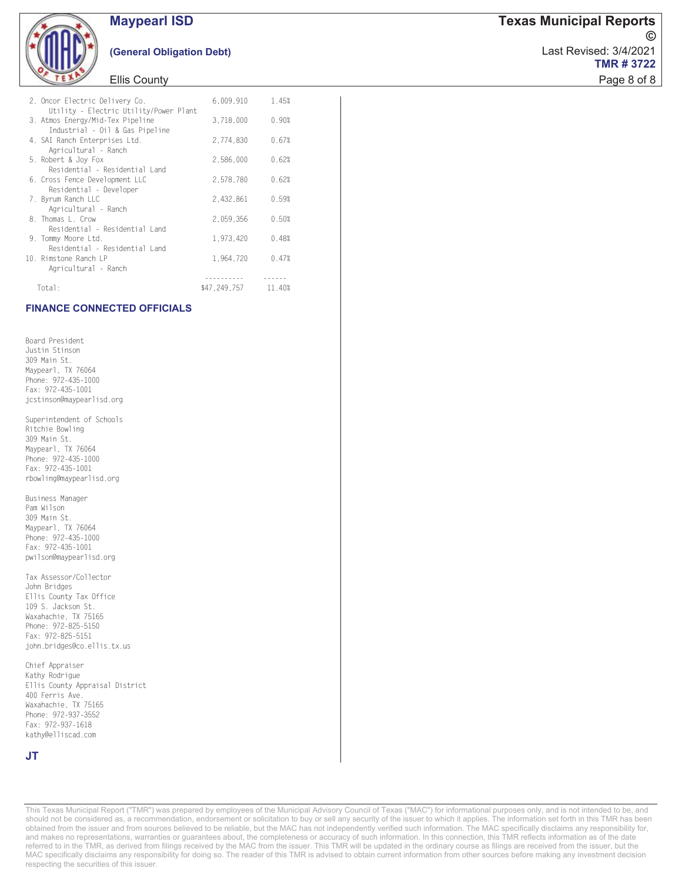| | | |
|---|---|---|
| 2. Oncor Electric Delivery Co.<br>Utility - Electric Utility/Power Plant | 6,009,910 | 1.45% |
| 3. Atmos Energy/Mid-Tex Pipeline<br>Industrial - Oil & Gas Pipeline | 3,718,000 | 0.90% |
| 4. SAI Ranch Enterprises Ltd.<br>Agricultural - Ranch | 2,774,830 | 0.67% |
| 5. Robert & Joy Fox<br>Residential - Residential Land | 2,586,000 | 0.62% |
| 6. Cross Fence Development LLC<br>Residential - Developer | 2,578,780 | 0.62% |
| 7. Byrum Ranch LLC<br>Agricultural - Ranch | 2,432,861 | 0.59% |
| 8. Thomas L. Crow<br>Residential - Residential Land | 2,059,356 | 0.50% |
| 9. Tommy Moore Ltd.<br>Residential - Residential Land | 1,973,420 | 0.48% |
| 10. Rimstone Ranch LP<br>Agricultural - Ranch | 1,964,720 | 0.47% |
| Total: | $47,249,757 | 11.40% |

## FINANCE CONNECTED OFFICIALS

Board President
Justin Stinson
309 Main St.
Maypearl, TX 76064
Phone: 972-435-1000
Fax: 972-435-1001
jcstinson@maypearlisd.org

Superintendent of Schools
Ritchie Bowling
309 Main St.
Maypearl, TX 76064
Phone: 972-435-1000
Fax: 972-435-1001
rbowling@maypearlisd.org

Business Manager
Pam Wilson
309 Main St.
Maypearl, TX 76064
Phone: 972-435-1000
Fax: 972-435-1001
pwilson@maypearlisd.org

Tax Assessor/Collector
John Bridges
Ellis County Tax Office
109 S. Jackson St.
Waxahachie, TX 75165
Phone: 972-825-5150
Fax: 972-825-5151
john.bridges@co.ellis.tx.us

Chief Appraiser
Kathy Rodrigue
Ellis County Appraisal District
400 Ferris Ave.
Waxahachie, TX 75165
Phone: 972-937-3552
Fax: 972-937-1618
kathy@elliscad.com

**JT**

This Texas Municipal Report ("TMR") was prepared by employees of the Municipal Advisory Council of Texas ("MAC") for informational purposes only, and is not intended to be, and should not be considered as, a recommendation, endorsement or solicitation to buy or sell any security of the issuer to which it applies. The information set forth in this TMR has been obtained from the issuer and from sources believed to be reliable, but the MAC has not independently verified such information. The MAC specifically disclaims any responsibility for, and makes no representations, warranties or guarantees about, the completeness or accuracy of such information. In this connection, this TMR reflects information as of the date referred to in the TMR, as derived from filings received by the MAC from the issuer. This TMR will be updated in the ordinary course as filings are received from the issuer, but the MAC specifically disclaims any responsibility for doing so. The reader of this TMR is advised to obtain current information from other sources before making any investment decision respecting the securities of this issuer.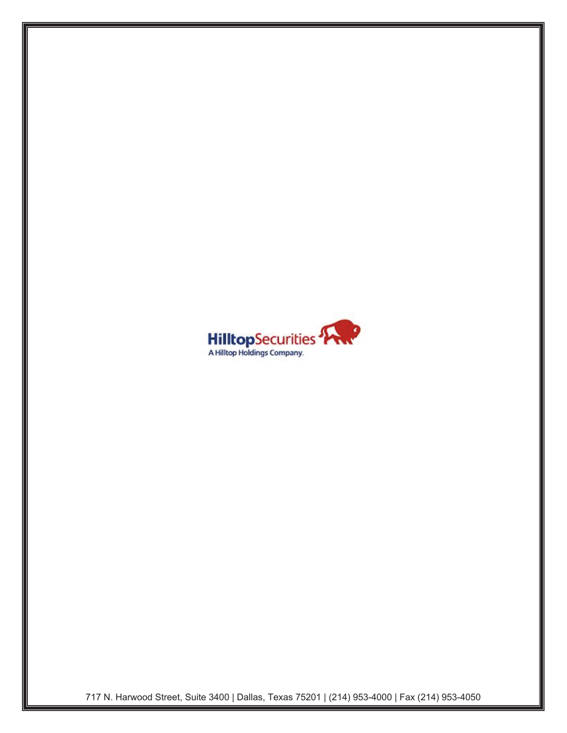HilltopSecurities
A Hilltop Holdings Company.

717 N. Harwood Street, Suite 3400 | Dallas, Texas 75201 | (214) 953-4000 | Fax (214) 953-4050